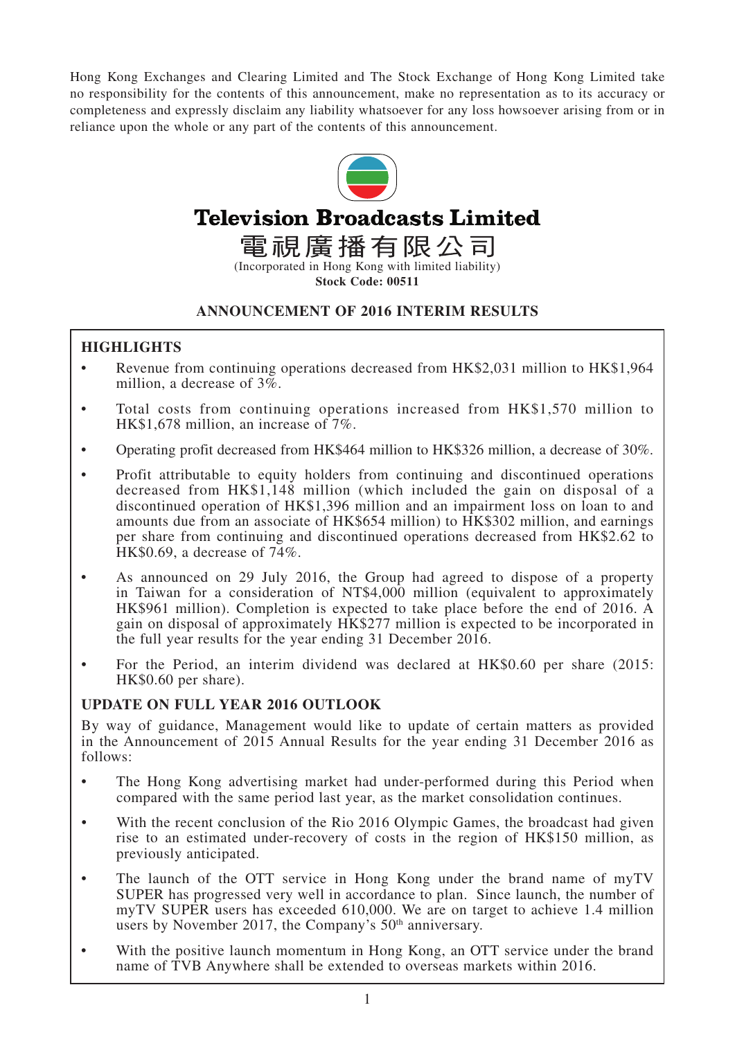Hong Kong Exchanges and Clearing Limited and The Stock Exchange of Hong Kong Limited take no responsibility for the contents of this announcement, make no representation as to its accuracy or completeness and expressly disclaim any liability whatsoever for any loss howsoever arising from or in reliance upon the whole or any part of the contents of this announcement.

# Television Broadcasts Limited

# 電視廣播有限公司

(Incorporated in Hong Kong with limited liability)

**Stock Code: 00511**

## ANNOUNCEMENT OF 2016 INTERIM RESULTS

### HIGHLIGHTS

- Revenue from continuing operations decreased from HK$2,031 million to HK$1,964 million, a decrease of 3%.
- Total costs from continuing operations increased from HK$1,570 million to HK$1,678 million, an increase of 7%.
- Operating profit decreased from HK$464 million to HK$326 million, a decrease of 30%.
- Profit attributable to equity holders from continuing and discontinued operations decreased from HK$1,148 million (which included the gain on disposal of a discontinued operation of HK$1,396 million and an impairment loss on loan to and amounts due from an associate of HK$654 million) to HK$302 million, and earnings per share from continuing and discontinued operations decreased from HK$2.62 to HK$0.69, a decrease of 74%.
- As announced on 29 July 2016, the Group had agreed to dispose of a property in Taiwan for a consideration of NT$4,000 million (equivalent to approximately HK$961 million). Completion is expected to take place before the end of 2016. A gain on disposal of approximately HK$277 million is expected to be incorporated in the full year results for the year ending 31 December 2016.
- For the Period, an interim dividend was declared at HK$0.60 per share (2015: HK$0.60 per share).

### UPDATE ON FULL YEAR 2016 OUTLOOK

By way of guidance, Management would like to update of certain matters as provided in the Announcement of 2015 Annual Results for the year ending 31 December 2016 as follows:

- The Hong Kong advertising market had under-performed during this Period when compared with the same period last year, as the market consolidation continues.
- With the recent conclusion of the Rio 2016 Olympic Games, the broadcast had given rise to an estimated under-recovery of costs in the region of HK$150 million, as previously anticipated.
- The launch of the OTT service in Hong Kong under the brand name of myTV SUPER has progressed very well in accordance to plan. Since launch, the number of myTV SUPER users has exceeded 610,000. We are on target to achieve 1.4 million users by November 2017, the Company's 50th anniversary.
- With the positive launch momentum in Hong Kong, an OTT service under the brand name of TVB Anywhere shall be extended to overseas markets within 2016.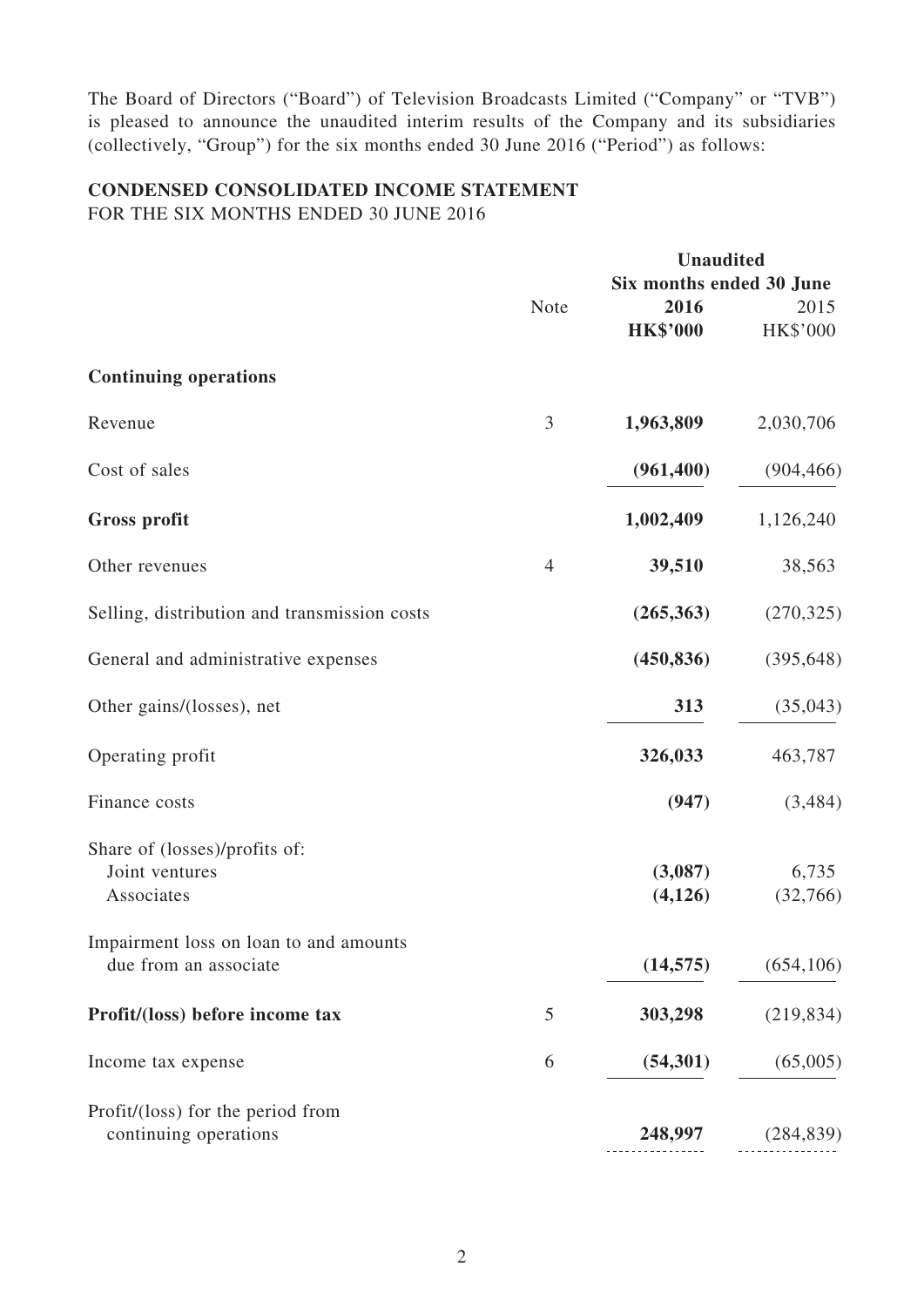The Board of Directors ("Board") of Television Broadcasts Limited ("Company" or "TVB") is pleased to announce the unaudited interim results of the Company and its subsidiaries (collectively, "Group") for the six months ended 30 June 2016 ("Period") as follows:

## CONDENSED CONSOLIDATED INCOME STATEMENT

FOR THE SIX MONTHS ENDED 30 JUNE 2016

| | Note | Unaudited | |
|---|---|---|---|
| | | Six months ended 30 June | |
| | | **2016** | 2015 |
| | | **HK$'000** | HK$'000 |
| **Continuing operations** | | | |
| Revenue | 3 | **1,963,809** | 2,030,706 |
| Cost of sales | | **(961,400)** | (904,466) |
| **Gross profit** | | **1,002,409** | 1,126,240 |
| Other revenues | 4 | **39,510** | 38,563 |
| Selling, distribution and transmission costs | | **(265,363)** | (270,325) |
| General and administrative expenses | | **(450,836)** | (395,648) |
| Other gains/(losses), net | | **313** | (35,043) |
| Operating profit | | **326,033** | 463,787 |
| Finance costs | | **(947)** | (3,484) |
| Share of (losses)/profits of: | | | |
| Joint ventures | | **(3,087)** | 6,735 |
| Associates | | **(4,126)** | (32,766) |
| Impairment loss on loan to and amounts due from an associate | | **(14,575)** | (654,106) |
| **Profit/(loss) before income tax** | 5 | **303,298** | (219,834) |
| Income tax expense | 6 | **(54,301)** | (65,005) |
| Profit/(loss) for the period from continuing operations | | **248,997** | (284,839) |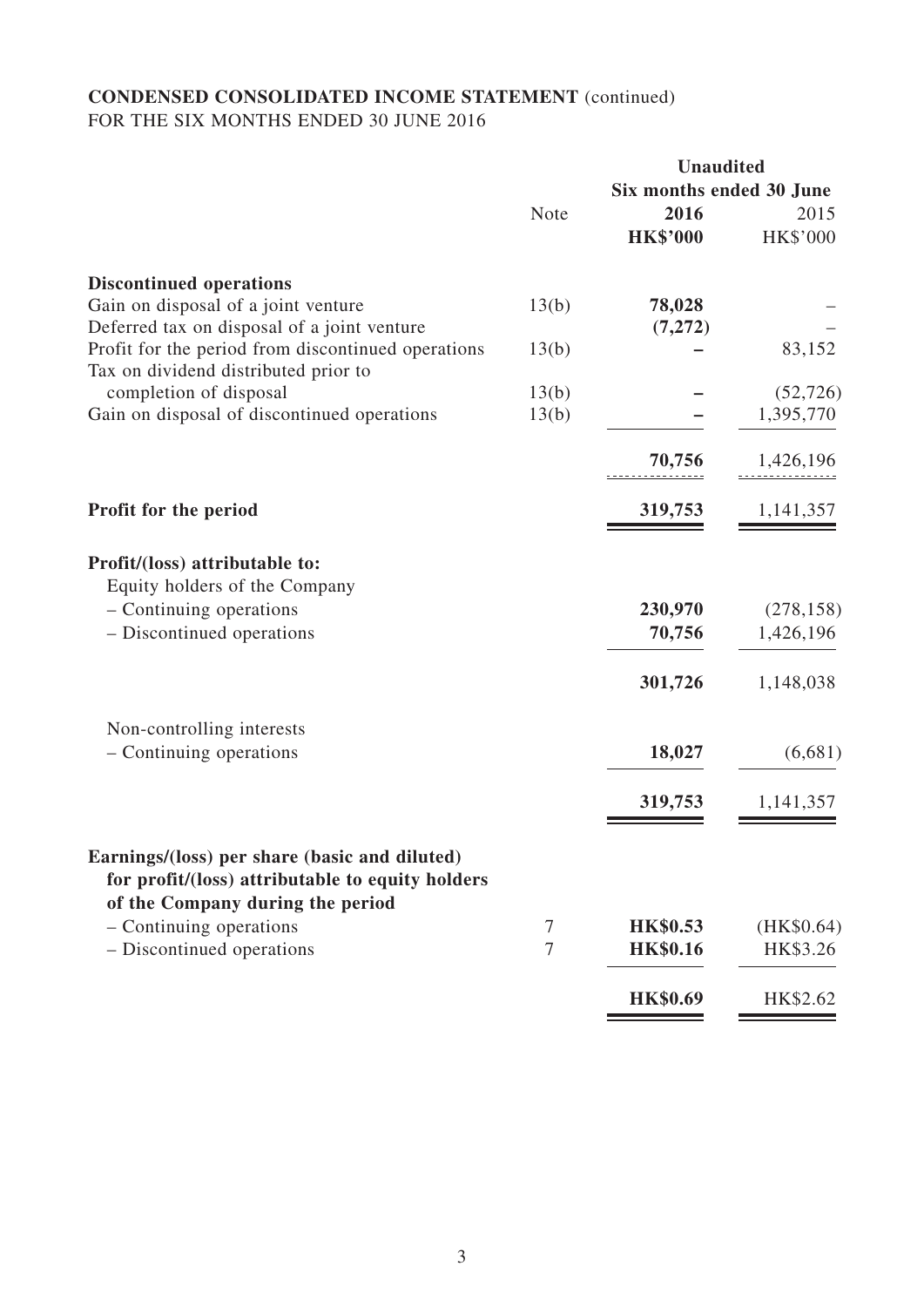**CONDENSED CONSOLIDATED INCOME STATEMENT** (continued)
FOR THE SIX MONTHS ENDED 30 JUNE 2016

| | Note | Unaudited Six months ended 30 June 2016 HK$'000 | 2015 HK$'000 |
|---|---|---|---|
| **Discontinued operations** | | | |
| Gain on disposal of a joint venture | 13(b) | **78,028** | – |
| Deferred tax on disposal of a joint venture | | **(7,272)** | – |
| Profit for the period from discontinued operations | 13(b) | **–** | 83,152 |
| Tax on dividend distributed prior to completion of disposal | 13(b) | **–** | (52,726) |
| Gain on disposal of discontinued operations | 13(b) | **–** | 1,395,770 |
| | | **70,756** | 1,426,196 |
| **Profit for the period** | | **319,753** | 1,141,357 |
| **Profit/(loss) attributable to:** | | | |
| Equity holders of the Company | | | |
| – Continuing operations | | **230,970** | (278,158) |
| – Discontinued operations | | **70,756** | 1,426,196 |
| | | **301,726** | 1,148,038 |
| Non-controlling interests | | | |
| – Continuing operations | | **18,027** | (6,681) |
| | | **319,753** | 1,141,357 |
| **Earnings/(loss) per share (basic and diluted) for profit/(loss) attributable to equity holders of the Company during the period** | | | |
| – Continuing operations | 7 | **HK$0.53** | (HK$0.64) |
| – Discontinued operations | 7 | **HK$0.16** | HK$3.26 |
| | | **HK$0.69** | HK$2.62 |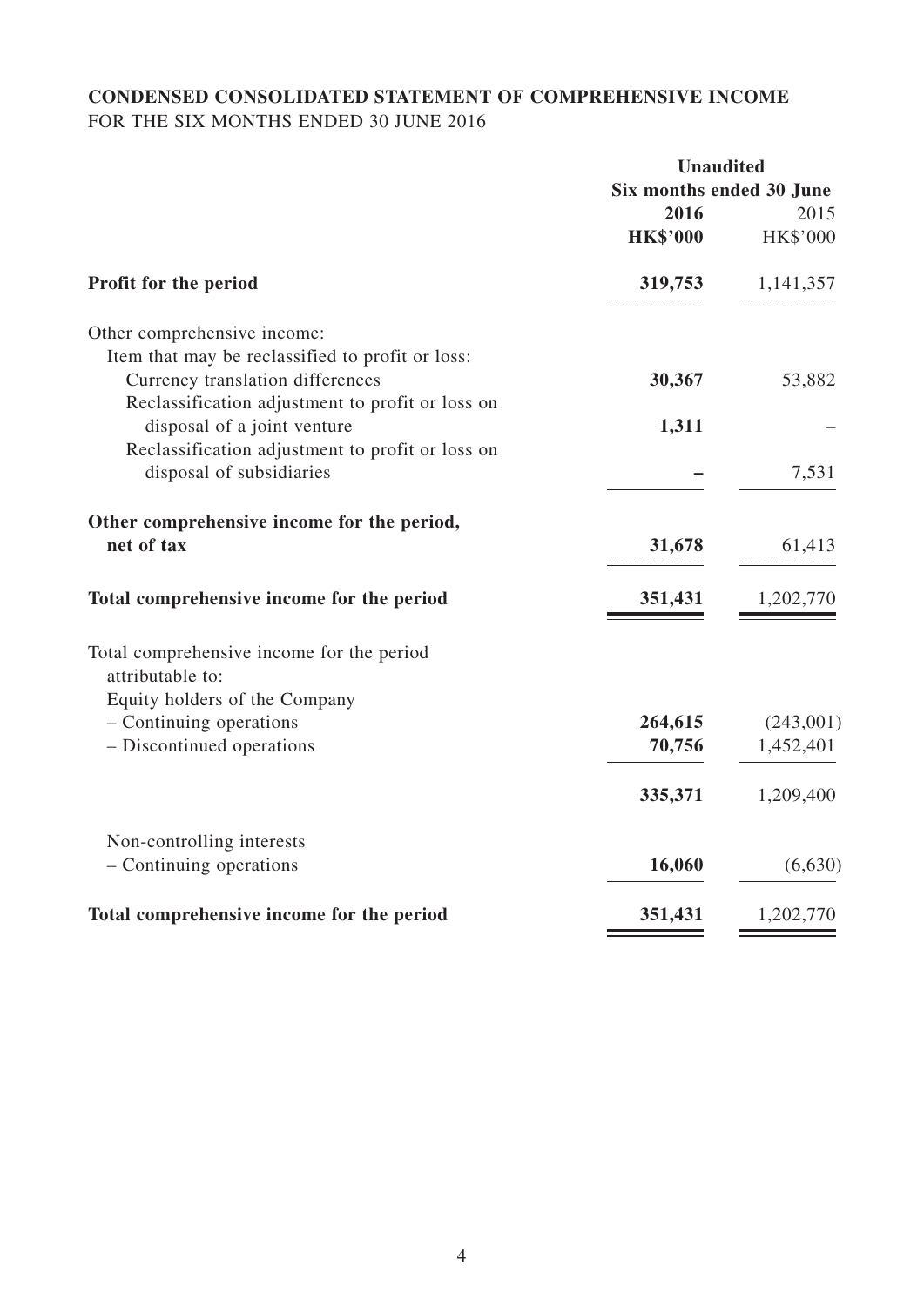## CONDENSED CONSOLIDATED STATEMENT OF COMPREHENSIVE INCOME

FOR THE SIX MONTHS ENDED 30 JUNE 2016

| | Unaudited | |
|---|---|---|
| | Six months ended 30 June | |
| | **2016** | 2015 |
| | **HK$'000** | HK$'000 |
| **Profit for the period** | **319,753** | 1,141,357 |
| Other comprehensive income: | | |
| Item that may be reclassified to profit or loss: | | |
| Currency translation differences | **30,367** | 53,882 |
| Reclassification adjustment to profit or loss on disposal of a joint venture | **1,311** | – |
| Reclassification adjustment to profit or loss on disposal of subsidiaries | **–** | 7,531 |
| **Other comprehensive income for the period, net of tax** | **31,678** | 61,413 |
| **Total comprehensive income for the period** | **351,431** | 1,202,770 |
| Total comprehensive income for the period attributable to: | | |
| Equity holders of the Company | | |
| – Continuing operations | **264,615** | (243,001) |
| – Discontinued operations | **70,756** | 1,452,401 |
| | **335,371** | 1,209,400 |
| Non-controlling interests | | |
| – Continuing operations | **16,060** | (6,630) |
| **Total comprehensive income for the period** | **351,431** | 1,202,770 |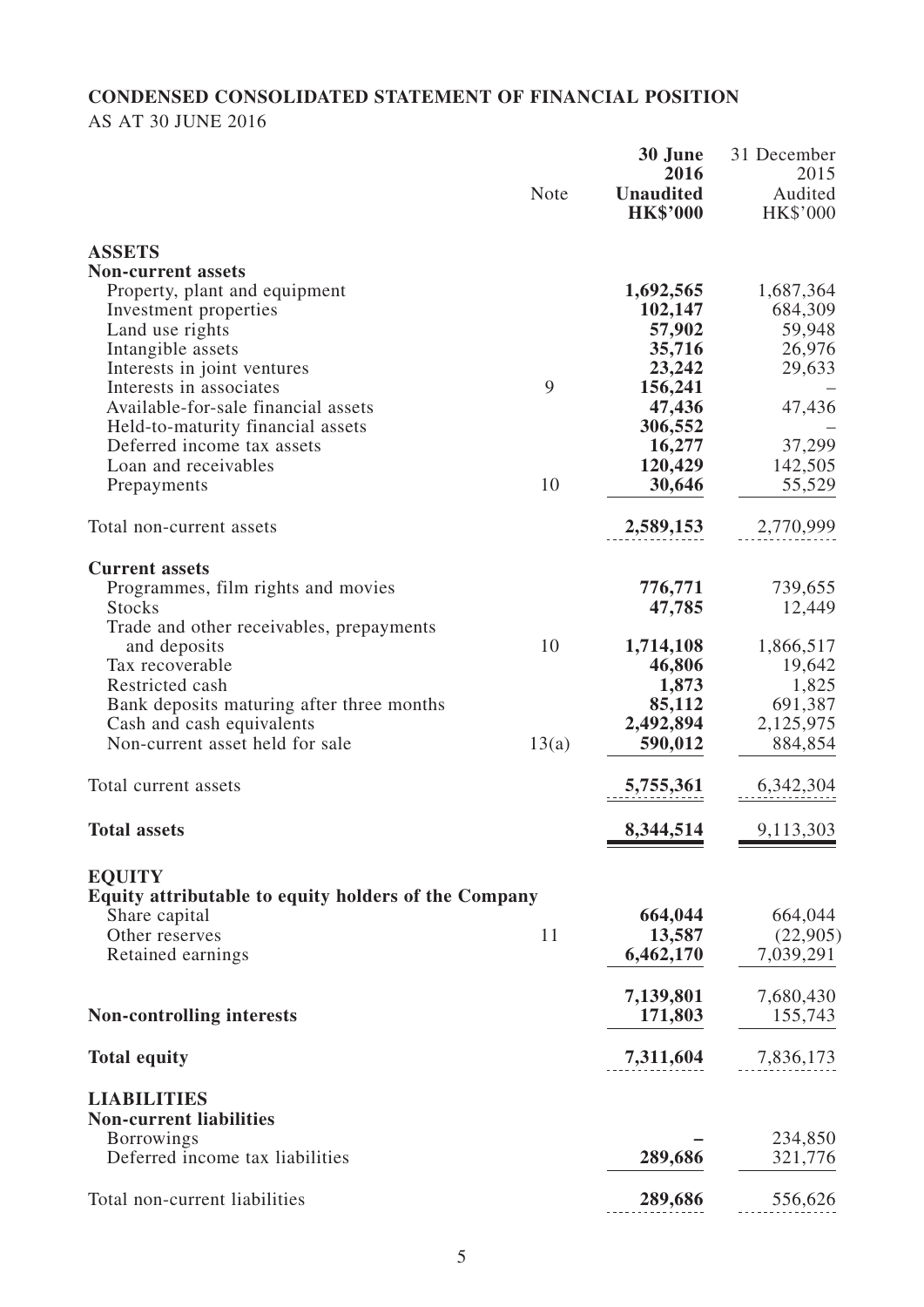# CONDENSED CONSOLIDATED STATEMENT OF FINANCIAL POSITION

AS AT 30 JUNE 2016

| | Note | **30 June 2016 Unaudited HK$'000** | 31 December 2015 Audited HK$'000 |
|---|---|---|---|
| **ASSETS** | | | |
| **Non-current assets** | | | |
| Property, plant and equipment | | **1,692,565** | 1,687,364 |
| Investment properties | | **102,147** | 684,309 |
| Land use rights | | **57,902** | 59,948 |
| Intangible assets | | **35,716** | 26,976 |
| Interests in joint ventures | | **23,242** | 29,633 |
| Interests in associates | 9 | **156,241** | – |
| Available-for-sale financial assets | | **47,436** | 47,436 |
| Held-to-maturity financial assets | | **306,552** | – |
| Deferred income tax assets | | **16,277** | 37,299 |
| Loan and receivables | | **120,429** | 142,505 |
| Prepayments | 10 | **30,646** | 55,529 |
| Total non-current assets | | **2,589,153** | 2,770,999 |
| **Current assets** | | | |
| Programmes, film rights and movies | | **776,771** | 739,655 |
| Stocks | | **47,785** | 12,449 |
| Trade and other receivables, prepayments and deposits | 10 | **1,714,108** | 1,866,517 |
| Tax recoverable | | **46,806** | 19,642 |
| Restricted cash | | **1,873** | 1,825 |
| Bank deposits maturing after three months | | **85,112** | 691,387 |
| Cash and cash equivalents | | **2,492,894** | 2,125,975 |
| Non-current asset held for sale | 13(a) | **590,012** | 884,854 |
| Total current assets | | **5,755,361** | 6,342,304 |
| **Total assets** | | **8,344,514** | 9,113,303 |
| **EQUITY** | | | |
| **Equity attributable to equity holders of the Company** | | | |
| Share capital | | **664,044** | 664,044 |
| Other reserves | 11 | **13,587** | (22,905) |
| Retained earnings | | **6,462,170** | 7,039,291 |
| | | **7,139,801** | 7,680,430 |
| **Non-controlling interests** | | **171,803** | 155,743 |
| **Total equity** | | **7,311,604** | 7,836,173 |
| **LIABILITIES** | | | |
| **Non-current liabilities** | | | |
| Borrowings | | **–** | 234,850 |
| Deferred income tax liabilities | | **289,686** | 321,776 |
| Total non-current liabilities | | **289,686** | 556,626 |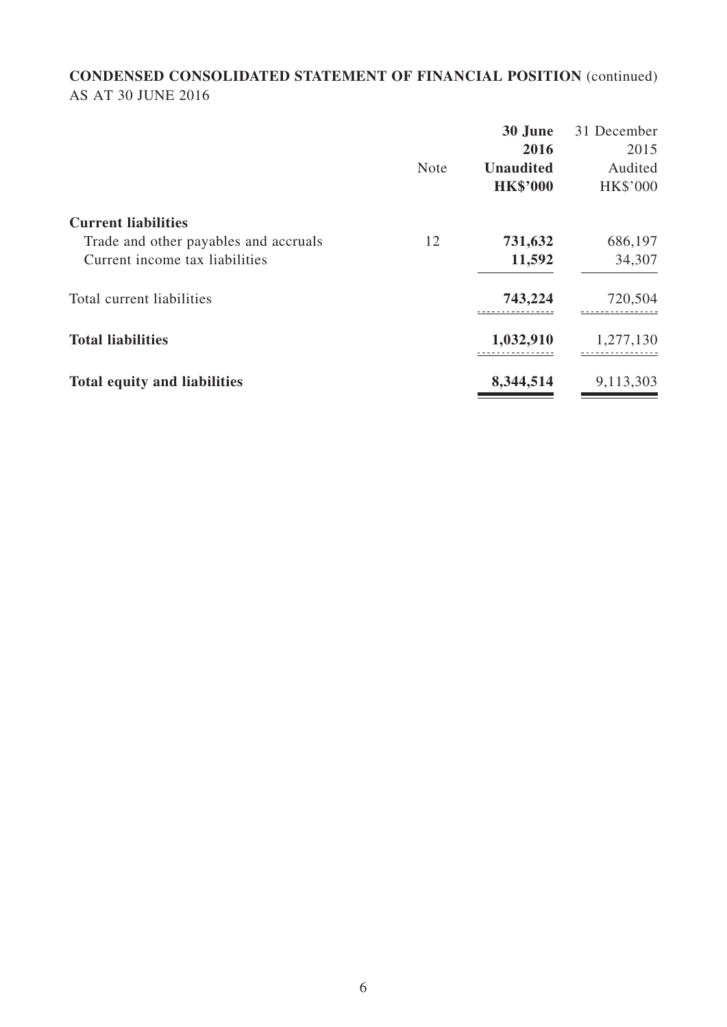**CONDENSED CONSOLIDATED STATEMENT OF FINANCIAL POSITION** (continued)
AS AT 30 JUNE 2016

| | Note | **30 June 2016 Unaudited HK$'000** | 31 December 2015 Audited HK$'000 |
|---|---|---|---|
| **Current liabilities** | | | |
| Trade and other payables and accruals | 12 | **731,632** | 686,197 |
| Current income tax liabilities | | **11,592** | 34,307 |
| Total current liabilities | | **743,224** | 720,504 |
| **Total liabilities** | | **1,032,910** | 1,277,130 |
| **Total equity and liabilities** | | **8,344,514** | 9,113,303 |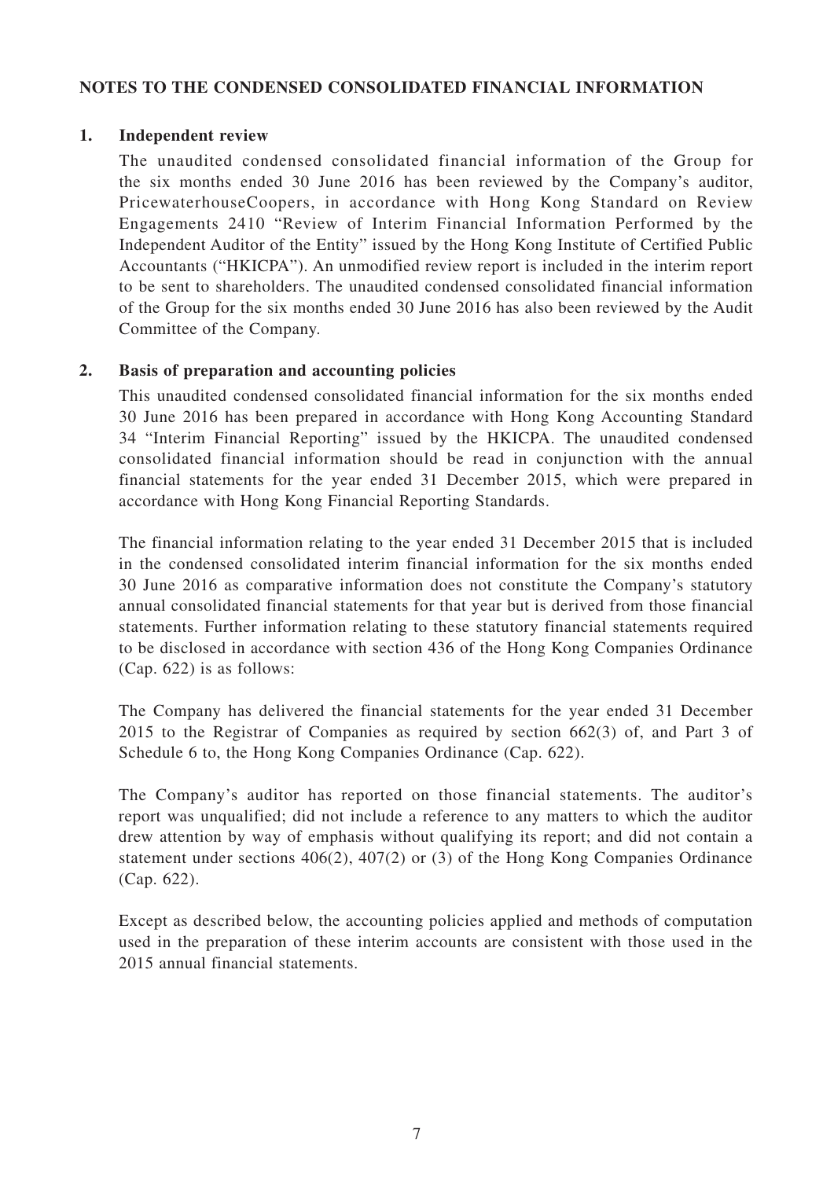## NOTES TO THE CONDENSED CONSOLIDATED FINANCIAL INFORMATION

### 1. Independent review

The unaudited condensed consolidated financial information of the Group for the six months ended 30 June 2016 has been reviewed by the Company's auditor, PricewaterhouseCoopers, in accordance with Hong Kong Standard on Review Engagements 2410 "Review of Interim Financial Information Performed by the Independent Auditor of the Entity" issued by the Hong Kong Institute of Certified Public Accountants ("HKICPA"). An unmodified review report is included in the interim report to be sent to shareholders. The unaudited condensed consolidated financial information of the Group for the six months ended 30 June 2016 has also been reviewed by the Audit Committee of the Company.

### 2. Basis of preparation and accounting policies

This unaudited condensed consolidated financial information for the six months ended 30 June 2016 has been prepared in accordance with Hong Kong Accounting Standard 34 "Interim Financial Reporting" issued by the HKICPA. The unaudited condensed consolidated financial information should be read in conjunction with the annual financial statements for the year ended 31 December 2015, which were prepared in accordance with Hong Kong Financial Reporting Standards.

The financial information relating to the year ended 31 December 2015 that is included in the condensed consolidated interim financial information for the six months ended 30 June 2016 as comparative information does not constitute the Company's statutory annual consolidated financial statements for that year but is derived from those financial statements. Further information relating to these statutory financial statements required to be disclosed in accordance with section 436 of the Hong Kong Companies Ordinance (Cap. 622) is as follows:

The Company has delivered the financial statements for the year ended 31 December 2015 to the Registrar of Companies as required by section 662(3) of, and Part 3 of Schedule 6 to, the Hong Kong Companies Ordinance (Cap. 622).

The Company's auditor has reported on those financial statements. The auditor's report was unqualified; did not include a reference to any matters to which the auditor drew attention by way of emphasis without qualifying its report; and did not contain a statement under sections 406(2), 407(2) or (3) of the Hong Kong Companies Ordinance (Cap. 622).

Except as described below, the accounting policies applied and methods of computation used in the preparation of these interim accounts are consistent with those used in the 2015 annual financial statements.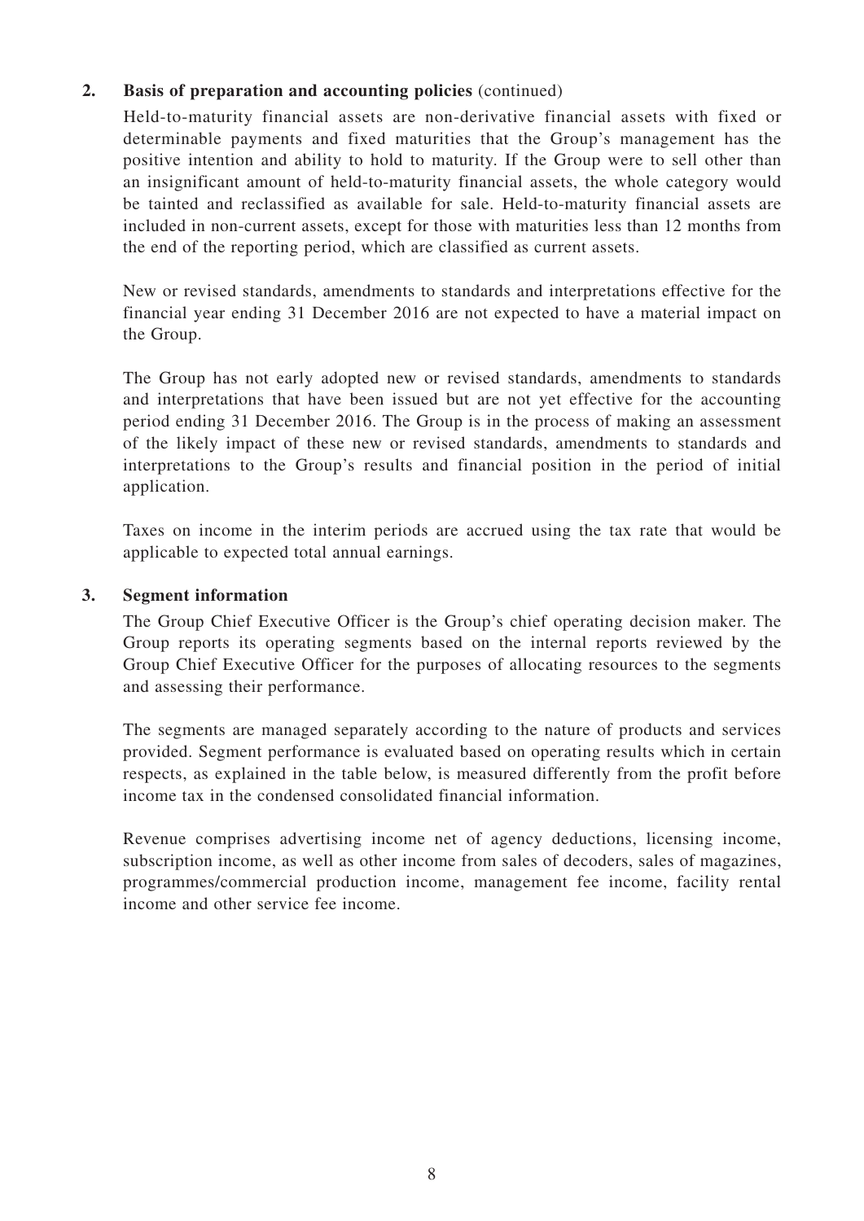## 2. Basis of preparation and accounting policies (continued)

Held-to-maturity financial assets are non-derivative financial assets with fixed or determinable payments and fixed maturities that the Group's management has the positive intention and ability to hold to maturity. If the Group were to sell other than an insignificant amount of held-to-maturity financial assets, the whole category would be tainted and reclassified as available for sale. Held-to-maturity financial assets are included in non-current assets, except for those with maturities less than 12 months from the end of the reporting period, which are classified as current assets.

New or revised standards, amendments to standards and interpretations effective for the financial year ending 31 December 2016 are not expected to have a material impact on the Group.

The Group has not early adopted new or revised standards, amendments to standards and interpretations that have been issued but are not yet effective for the accounting period ending 31 December 2016. The Group is in the process of making an assessment of the likely impact of these new or revised standards, amendments to standards and interpretations to the Group's results and financial position in the period of initial application.

Taxes on income in the interim periods are accrued using the tax rate that would be applicable to expected total annual earnings.

## 3. Segment information

The Group Chief Executive Officer is the Group's chief operating decision maker. The Group reports its operating segments based on the internal reports reviewed by the Group Chief Executive Officer for the purposes of allocating resources to the segments and assessing their performance.

The segments are managed separately according to the nature of products and services provided. Segment performance is evaluated based on operating results which in certain respects, as explained in the table below, is measured differently from the profit before income tax in the condensed consolidated financial information.

Revenue comprises advertising income net of agency deductions, licensing income, subscription income, as well as other income from sales of decoders, sales of magazines, programmes/commercial production income, management fee income, facility rental income and other service fee income.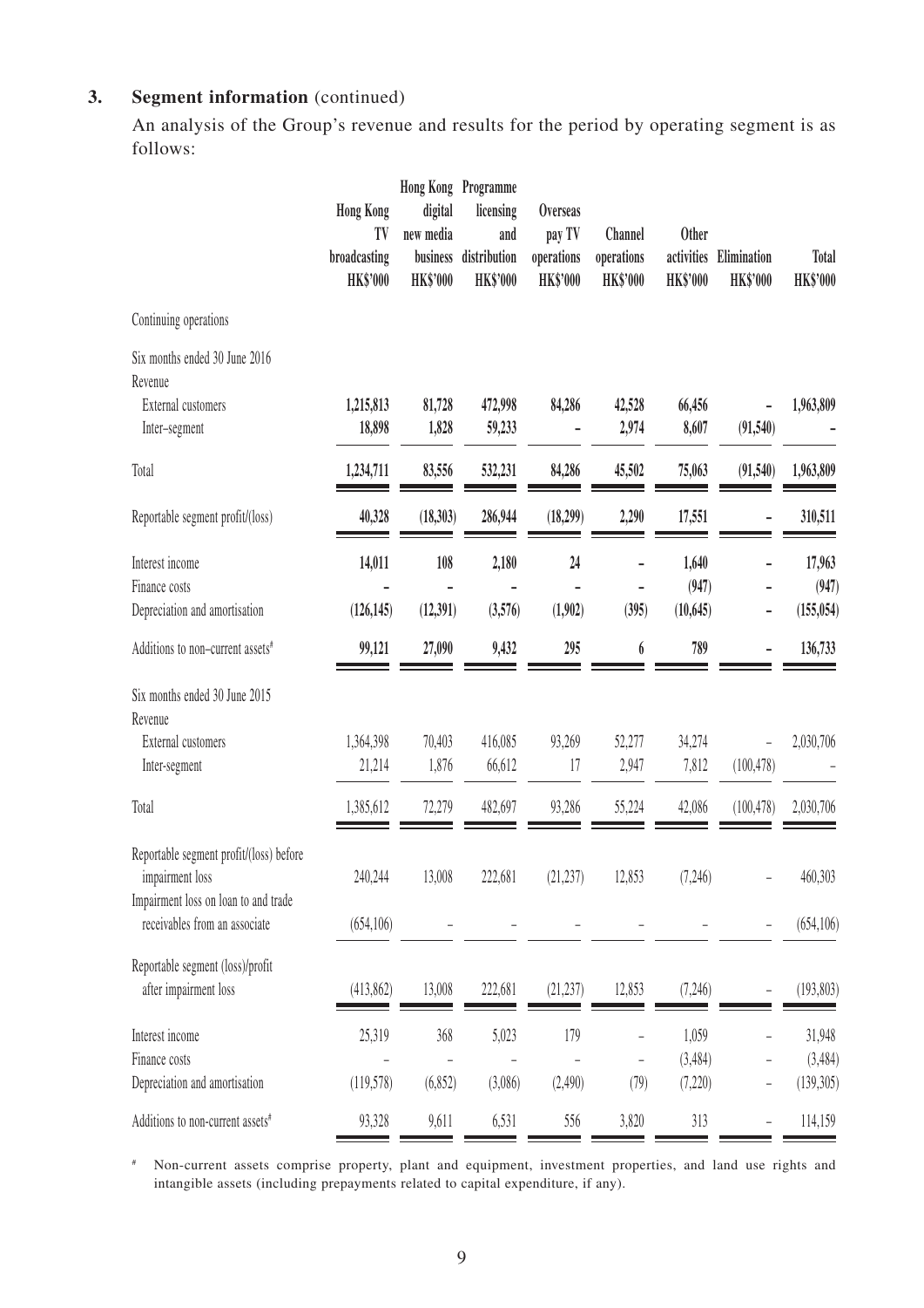## 3. Segment information (continued)

An analysis of the Group's revenue and results for the period by operating segment is as follows:

| | Hong Kong TV broadcasting HK$'000 | Hong Kong digital new media business HK$'000 | Programme licensing and distribution HK$'000 | Overseas pay TV operations HK$'000 | Channel operations HK$'000 | Other activities HK$'000 | Elimination HK$'000 | Total HK$'000 |
|---|---|---|---|---|---|---|---|---|
| Continuing operations | | | | | | | | |
| **Six months ended 30 June 2016** | | | | | | | | |
| Revenue | | | | | | | | |
| External customers | **1,215,813** | **81,728** | **472,998** | **84,286** | **42,528** | **66,456** | **–** | **1,963,809** |
| Inter–segment | **18,898** | **1,828** | **59,233** | **–** | **2,974** | **8,607** | **(91,540)** | **–** |
| Total | **1,234,711** | **83,556** | **532,231** | **84,286** | **45,502** | **75,063** | **(91,540)** | **1,963,809** |
| Reportable segment profit/(loss) | **40,328** | **(18,303)** | **286,944** | **(18,299)** | **2,290** | **17,551** | **–** | **310,511** |
| Interest income | **14,011** | **108** | **2,180** | **24** | **–** | **1,640** | **–** | **17,963** |
| Finance costs | **–** | **–** | **–** | **–** | **–** | **(947)** | **–** | **(947)** |
| Depreciation and amortisation | **(126,145)** | **(12,391)** | **(3,576)** | **(1,902)** | **(395)** | **(10,645)** | **–** | **(155,054)** |
| Additions to non–current assets# | **99,121** | **27,090** | **9,432** | **295** | **6** | **789** | **–** | **136,733** |
| Six months ended 30 June 2015 | | | | | | | | |
| Revenue | | | | | | | | |
| External customers | 1,364,398 | 70,403 | 416,085 | 93,269 | 52,277 | 34,274 | – | 2,030,706 |
| Inter-segment | 21,214 | 1,876 | 66,612 | 17 | 2,947 | 7,812 | (100,478) | – |
| Total | 1,385,612 | 72,279 | 482,697 | 93,286 | 55,224 | 42,086 | (100,478) | 2,030,706 |
| Reportable segment profit/(loss) before impairment loss | 240,244 | 13,008 | 222,681 | (21,237) | 12,853 | (7,246) | – | 460,303 |
| Impairment loss on loan to and trade receivables from an associate | (654,106) | – | – | – | – | – | – | (654,106) |
| Reportable segment (loss)/profit after impairment loss | (413,862) | 13,008 | 222,681 | (21,237) | 12,853 | (7,246) | – | (193,803) |
| Interest income | 25,319 | 368 | 5,023 | 179 | – | 1,059 | – | 31,948 |
| Finance costs | – | – | – | – | – | (3,484) | – | (3,484) |
| Depreciation and amortisation | (119,578) | (6,852) | (3,086) | (2,490) | (79) | (7,220) | – | (139,305) |
| Additions to non-current assets# | 93,328 | 9,611 | 6,531 | 556 | 3,820 | 313 | – | 114,159 |

# Non-current assets comprise property, plant and equipment, investment properties, and land use rights and intangible assets (including prepayments related to capital expenditure, if any).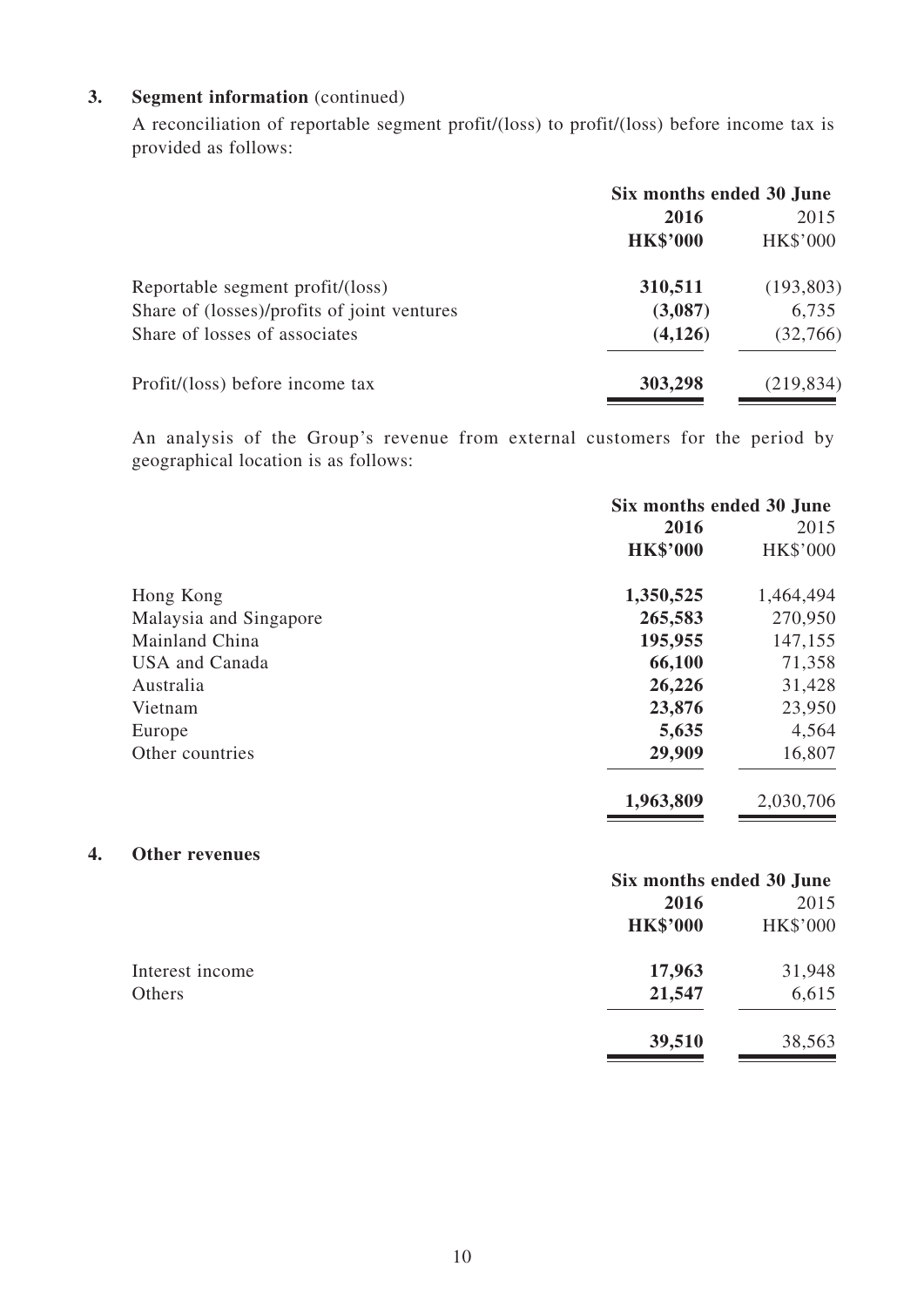## 3. Segment information (continued)

A reconciliation of reportable segment profit/(loss) to profit/(loss) before income tax is provided as follows:

| | Six months ended 30 June | |
|---|---|---|
| | **2016** | 2015 |
| | **HK$'000** | HK$'000 |
| Reportable segment profit/(loss) | **310,511** | (193,803) |
| Share of (losses)/profits of joint ventures | **(3,087)** | 6,735 |
| Share of losses of associates | **(4,126)** | (32,766) |
| Profit/(loss) before income tax | **303,298** | (219,834) |

An analysis of the Group's revenue from external customers for the period by geographical location is as follows:

| | Six months ended 30 June | |
|---|---|---|
| | **2016** | 2015 |
| | **HK$'000** | HK$'000 |
| Hong Kong | **1,350,525** | 1,464,494 |
| Malaysia and Singapore | **265,583** | 270,950 |
| Mainland China | **195,955** | 147,155 |
| USA and Canada | **66,100** | 71,358 |
| Australia | **26,226** | 31,428 |
| Vietnam | **23,876** | 23,950 |
| Europe | **5,635** | 4,564 |
| Other countries | **29,909** | 16,807 |
| | **1,963,809** | 2,030,706 |

## 4. Other revenues

| | Six months ended 30 June | |
|---|---|---|
| | **2016** | 2015 |
| | **HK$'000** | HK$'000 |
| Interest income | **17,963** | 31,948 |
| Others | **21,547** | 6,615 |
| | **39,510** | 38,563 |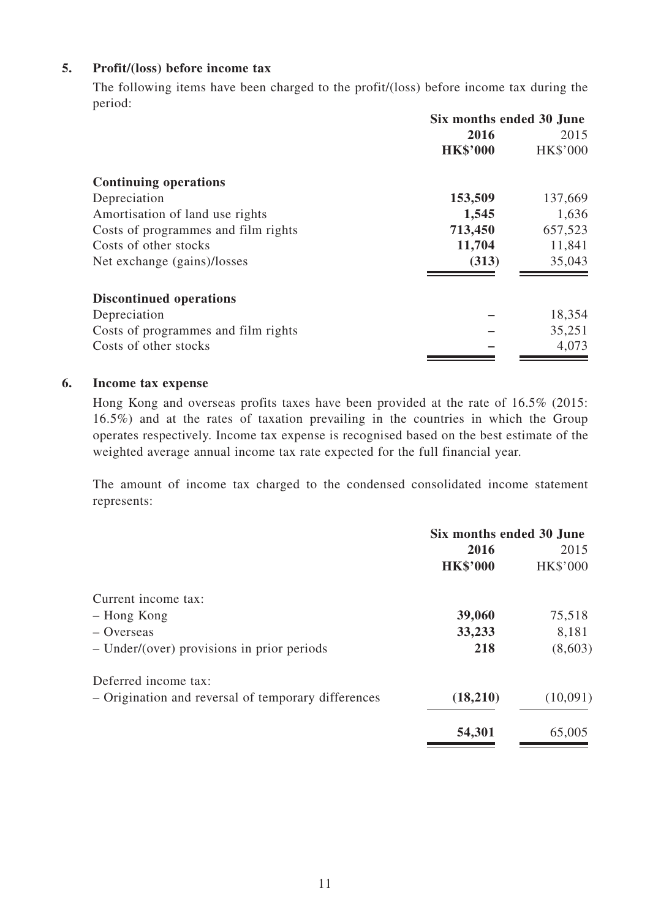## 5. Profit/(loss) before income tax

The following items have been charged to the profit/(loss) before income tax during the period:

| | Six months ended 30 June | |
|---|---|---|
| | **2016** | 2015 |
| | **HK$'000** | HK$'000 |
| **Continuing operations** | | |
| Depreciation | **153,509** | 137,669 |
| Amortisation of land use rights | **1,545** | 1,636 |
| Costs of programmes and film rights | **713,450** | 657,523 |
| Costs of other stocks | **11,704** | 11,841 |
| Net exchange (gains)/losses | **(313)** | 35,043 |
| **Discontinued operations** | | |
| Depreciation | **–** | 18,354 |
| Costs of programmes and film rights | **–** | 35,251 |
| Costs of other stocks | **–** | 4,073 |

## 6. Income tax expense

Hong Kong and overseas profits taxes have been provided at the rate of 16.5% (2015: 16.5%) and at the rates of taxation prevailing in the countries in which the Group operates respectively. Income tax expense is recognised based on the best estimate of the weighted average annual income tax rate expected for the full financial year.

The amount of income tax charged to the condensed consolidated income statement represents:

| | Six months ended 30 June | |
|---|---|---|
| | **2016** | 2015 |
| | **HK$'000** | HK$'000 |
| Current income tax: | | |
| – Hong Kong | **39,060** | 75,518 |
| – Overseas | **33,233** | 8,181 |
| – Under/(over) provisions in prior periods | **218** | (8,603) |
| Deferred income tax: | | |
| – Origination and reversal of temporary differences | **(18,210)** | (10,091) |
| | **54,301** | 65,005 |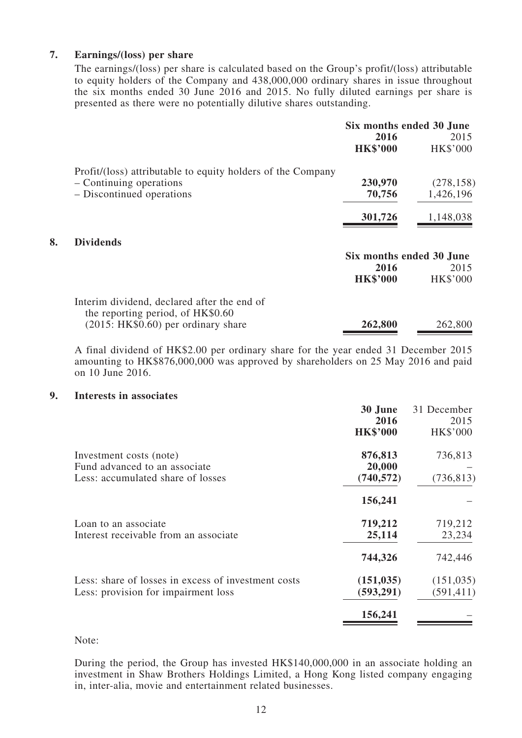## 7. Earnings/(loss) per share

The earnings/(loss) per share is calculated based on the Group's profit/(loss) attributable to equity holders of the Company and 438,000,000 ordinary shares in issue throughout the six months ended 30 June 2016 and 2015. No fully diluted earnings per share is presented as there were no potentially dilutive shares outstanding.

| | Six months ended 30 June | |
|---|---|---|
| | **2016** | 2015 |
| | **HK$'000** | HK$'000 |
| Profit/(loss) attributable to equity holders of the Company | | |
| – Continuing operations | **230,970** | (278,158) |
| – Discontinued operations | **70,756** | 1,426,196 |
| | **301,726** | 1,148,038 |

## 8. Dividends

| | Six months ended 30 June | |
|---|---|---|
| | **2016** | 2015 |
| | **HK$'000** | HK$'000 |
| Interim dividend, declared after the end of the reporting period, of HK$0.60 (2015: HK$0.60) per ordinary share | **262,800** | 262,800 |

A final dividend of HK$2.00 per ordinary share for the year ended 31 December 2015 amounting to HK$876,000,000 was approved by shareholders on 25 May 2016 and paid on 10 June 2016.

## 9. Interests in associates

| | **30 June 2016** | 31 December 2015 |
|---|---|---|
| | **HK$'000** | HK$'000 |
| Investment costs (note) | **876,813** | 736,813 |
| Fund advanced to an associate | **20,000** | – |
| Less: accumulated share of losses | **(740,572)** | (736,813) |
| | **156,241** | – |
| Loan to an associate | **719,212** | 719,212 |
| Interest receivable from an associate | **25,114** | 23,234 |
| | **744,326** | 742,446 |
| Less: share of losses in excess of investment costs | **(151,035)** | (151,035) |
| Less: provision for impairment loss | **(593,291)** | (591,411) |
| | **156,241** | – |

Note:

During the period, the Group has invested HK$140,000,000 in an associate holding an investment in Shaw Brothers Holdings Limited, a Hong Kong listed company engaging in, inter-alia, movie and entertainment related businesses.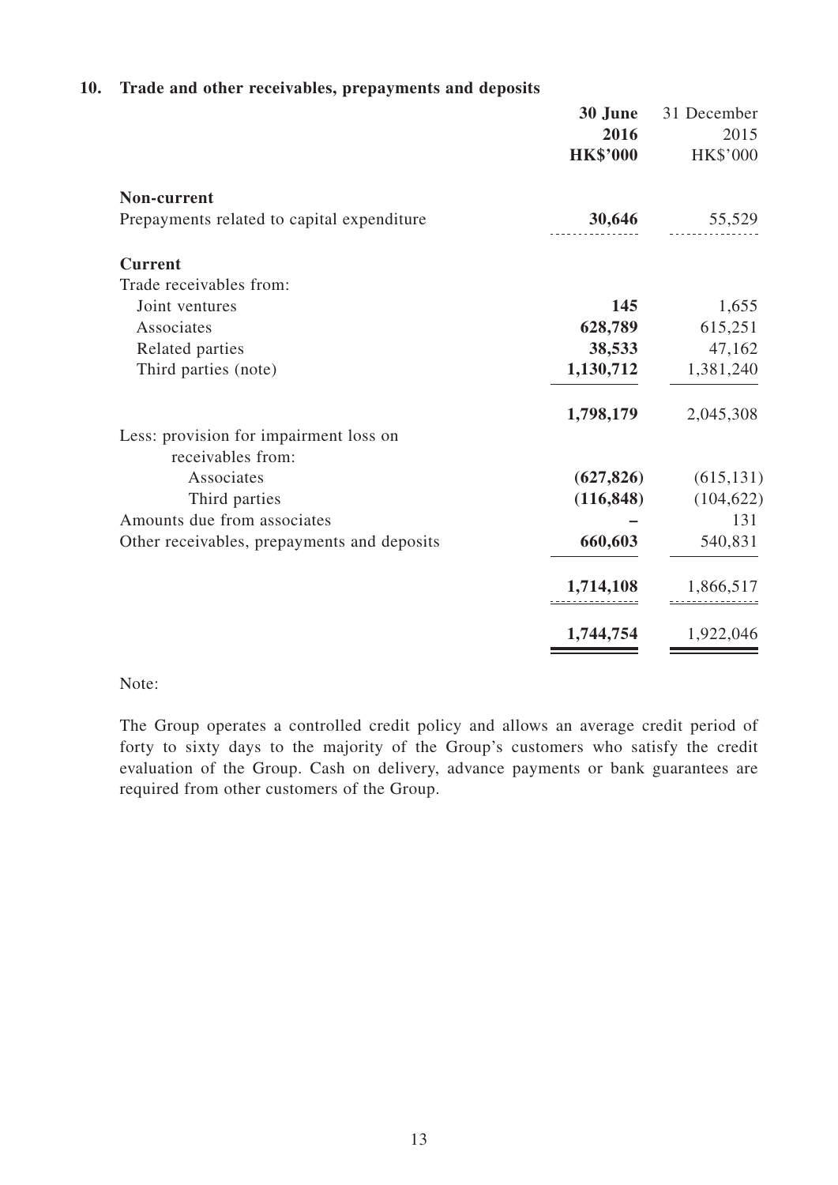## 10. Trade and other receivables, prepayments and deposits

| | **30 June 2016** | 31 December 2015 |
|---|---|---|
| | **HK$'000** | HK$'000 |
| **Non-current** | | |
| Prepayments related to capital expenditure | **30,646** | 55,529 |
| **Current** | | |
| Trade receivables from: | | |
| Joint ventures | **145** | 1,655 |
| Associates | **628,789** | 615,251 |
| Related parties | **38,533** | 47,162 |
| Third parties (note) | **1,130,712** | 1,381,240 |
| | **1,798,179** | 2,045,308 |
| Less: provision for impairment loss on receivables from: | | |
| Associates | **(627,826)** | (615,131) |
| Third parties | **(116,848)** | (104,622) |
| Amounts due from associates | **–** | 131 |
| Other receivables, prepayments and deposits | **660,603** | 540,831 |
| | **1,714,108** | 1,866,517 |
| | **1,744,754** | 1,922,046 |

Note:

The Group operates a controlled credit policy and allows an average credit period of forty to sixty days to the majority of the Group's customers who satisfy the credit evaluation of the Group. Cash on delivery, advance payments or bank guarantees are required from other customers of the Group.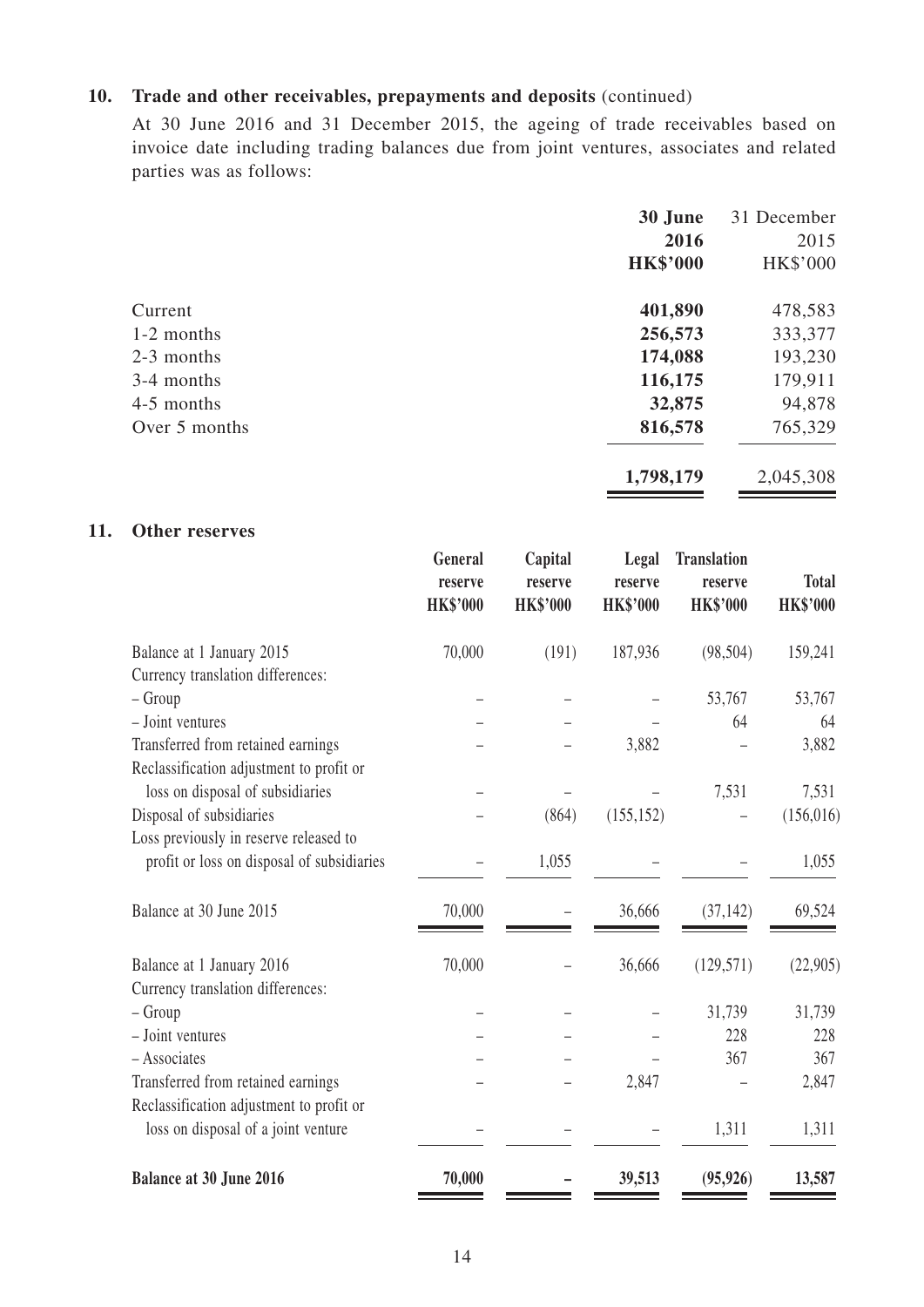## 10. Trade and other receivables, prepayments and deposits (continued)

At 30 June 2016 and 31 December 2015, the ageing of trade receivables based on invoice date including trading balances due from joint ventures, associates and related parties was as follows:

| | **30 June 2016 HK$'000** | 31 December 2015 HK$'000 |
|---|---|---|
| Current | **401,890** | 478,583 |
| 1-2 months | **256,573** | 333,377 |
| 2-3 months | **174,088** | 193,230 |
| 3-4 months | **116,175** | 179,911 |
| 4-5 months | **32,875** | 94,878 |
| Over 5 months | **816,578** | 765,329 |
| | **1,798,179** | 2,045,308 |

## 11. Other reserves

| | General reserve HK$'000 | Capital reserve HK$'000 | Legal reserve HK$'000 | Translation reserve HK$'000 | Total HK$'000 |
|---|---|---|---|---|---|
| Balance at 1 January 2015 | 70,000 | (191) | 187,936 | (98,504) | 159,241 |
| Currency translation differences: | | | | | |
| – Group | – | – | – | 53,767 | 53,767 |
| – Joint ventures | – | – | – | 64 | 64 |
| Transferred from retained earnings | – | – | 3,882 | – | 3,882 |
| Reclassification adjustment to profit or loss on disposal of subsidiaries | – | – | – | 7,531 | 7,531 |
| Disposal of subsidiaries | – | (864) | (155,152) | – | (156,016) |
| Loss previously in reserve released to profit or loss on disposal of subsidiaries | – | 1,055 | – | – | 1,055 |
| Balance at 30 June 2015 | 70,000 | – | 36,666 | (37,142) | 69,524 |
| Balance at 1 January 2016 | 70,000 | – | 36,666 | (129,571) | (22,905) |
| Currency translation differences: | | | | | |
| – Group | – | – | – | 31,739 | 31,739 |
| – Joint ventures | – | – | – | 228 | 228 |
| – Associates | – | – | – | 367 | 367 |
| Transferred from retained earnings | – | – | 2,847 | – | 2,847 |
| Reclassification adjustment to profit or loss on disposal of a joint venture | – | – | – | 1,311 | 1,311 |
| **Balance at 30 June 2016** | **70,000** | **–** | **39,513** | **(95,926)** | **13,587** |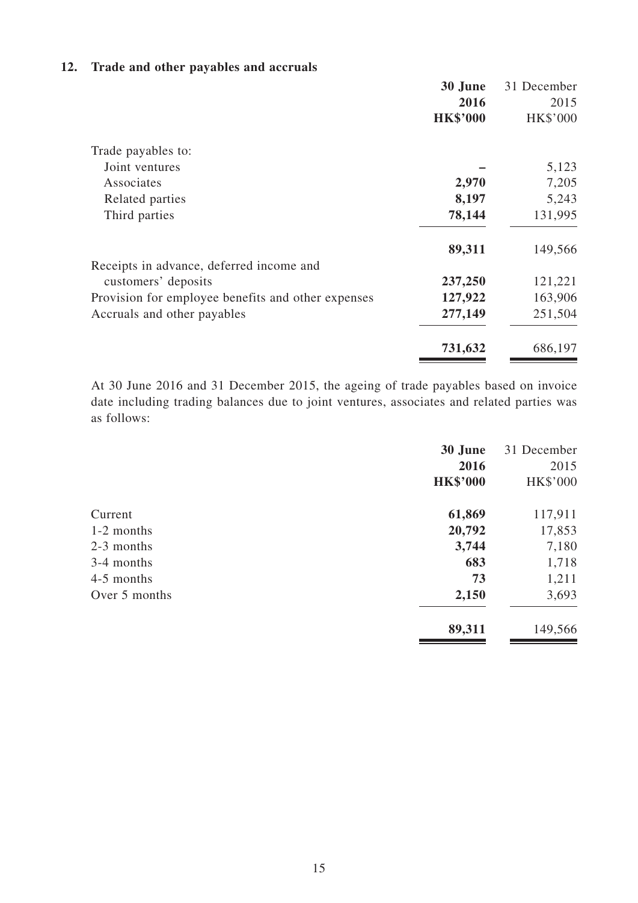## 12. Trade and other payables and accruals

| | **30 June 2016** | 31 December 2015 |
|---|---|---|
| | **HK$'000** | HK$'000 |
| Trade payables to: | | |
| Joint ventures | **–** | 5,123 |
| Associates | **2,970** | 7,205 |
| Related parties | **8,197** | 5,243 |
| Third parties | **78,144** | 131,995 |
| | **89,311** | 149,566 |
| Receipts in advance, deferred income and customers' deposits | **237,250** | 121,221 |
| Provision for employee benefits and other expenses | **127,922** | 163,906 |
| Accruals and other payables | **277,149** | 251,504 |
| | **731,632** | 686,197 |

At 30 June 2016 and 31 December 2015, the ageing of trade payables based on invoice date including trading balances due to joint ventures, associates and related parties was as follows:

| | **30 June 2016** | 31 December 2015 |
|---|---|---|
| | **HK$'000** | HK$'000 |
| Current | **61,869** | 117,911 |
| 1-2 months | **20,792** | 17,853 |
| 2-3 months | **3,744** | 7,180 |
| 3-4 months | **683** | 1,718 |
| 4-5 months | **73** | 1,211 |
| Over 5 months | **2,150** | 3,693 |
| | **89,311** | 149,566 |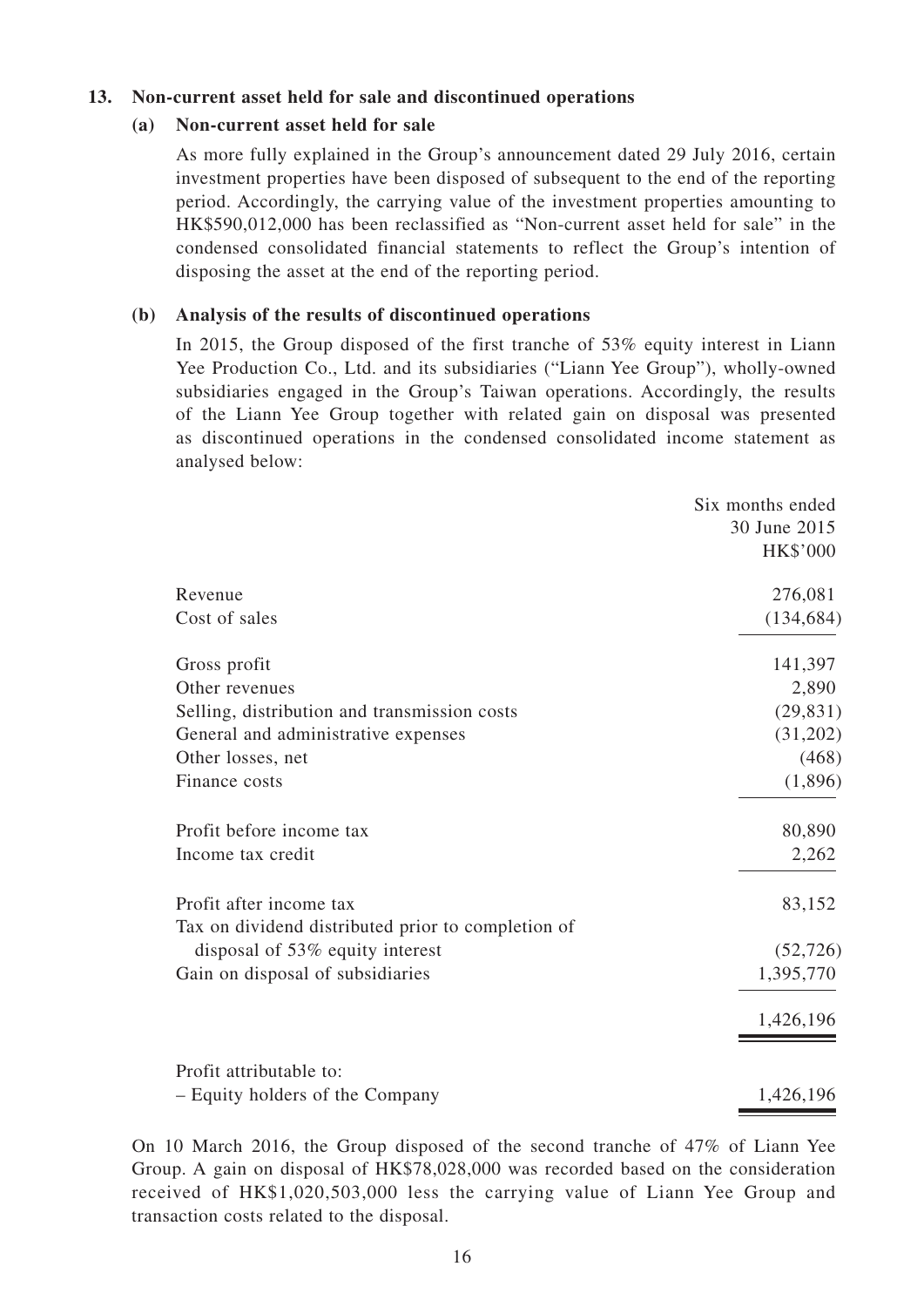### 13. Non-current asset held for sale and discontinued operations

#### (a) Non-current asset held for sale

As more fully explained in the Group's announcement dated 29 July 2016, certain investment properties have been disposed of subsequent to the end of the reporting period. Accordingly, the carrying value of the investment properties amounting to HK$590,012,000 has been reclassified as "Non-current asset held for sale" in the condensed consolidated financial statements to reflect the Group's intention of disposing the asset at the end of the reporting period.

#### (b) Analysis of the results of discontinued operations

In 2015, the Group disposed of the first tranche of 53% equity interest in Liann Yee Production Co., Ltd. and its subsidiaries ("Liann Yee Group"), wholly-owned subsidiaries engaged in the Group's Taiwan operations. Accordingly, the results of the Liann Yee Group together with related gain on disposal was presented as discontinued operations in the condensed consolidated income statement as analysed below:

| | Six months ended 30 June 2015 HK$'000 |
|---|---|
| Revenue | 276,081 |
| Cost of sales | (134,684) |
| Gross profit | 141,397 |
| Other revenues | 2,890 |
| Selling, distribution and transmission costs | (29,831) |
| General and administrative expenses | (31,202) |
| Other losses, net | (468) |
| Finance costs | (1,896) |
| Profit before income tax | 80,890 |
| Income tax credit | 2,262 |
| Profit after income tax | 83,152 |
| Tax on dividend distributed prior to completion of disposal of 53% equity interest | (52,726) |
| Gain on disposal of subsidiaries | 1,395,770 |
| | 1,426,196 |
| Profit attributable to: | |
| – Equity holders of the Company | 1,426,196 |

On 10 March 2016, the Group disposed of the second tranche of 47% of Liann Yee Group. A gain on disposal of HK$78,028,000 was recorded based on the consideration received of HK$1,020,503,000 less the carrying value of Liann Yee Group and transaction costs related to the disposal.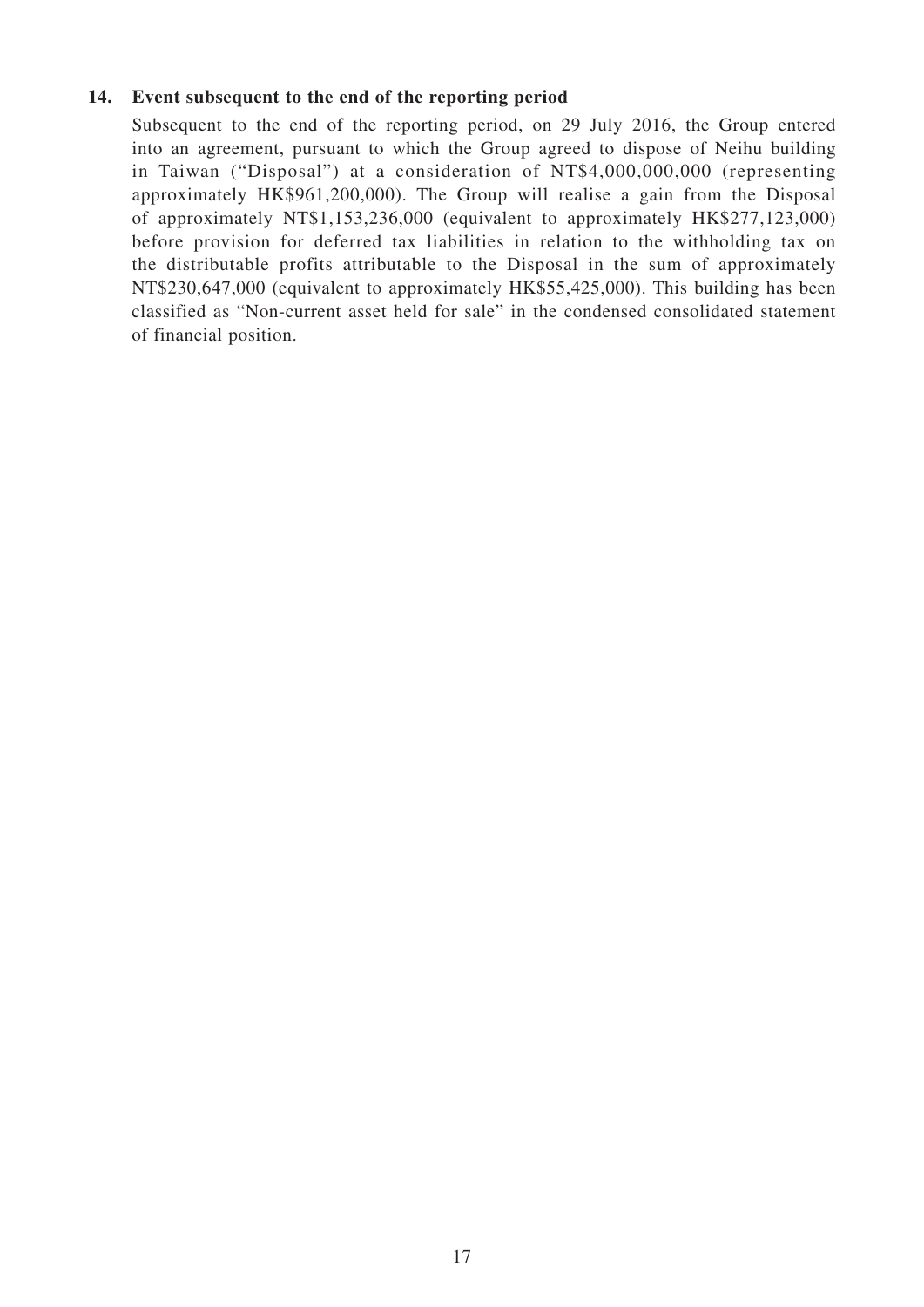### 14. Event subsequent to the end of the reporting period

Subsequent to the end of the reporting period, on 29 July 2016, the Group entered into an agreement, pursuant to which the Group agreed to dispose of Neihu building in Taiwan ("Disposal") at a consideration of NT$4,000,000,000 (representing approximately HK$961,200,000). The Group will realise a gain from the Disposal of approximately NT$1,153,236,000 (equivalent to approximately HK$277,123,000) before provision for deferred tax liabilities in relation to the withholding tax on the distributable profits attributable to the Disposal in the sum of approximately NT$230,647,000 (equivalent to approximately HK$55,425,000). This building has been classified as "Non-current asset held for sale" in the condensed consolidated statement of financial position.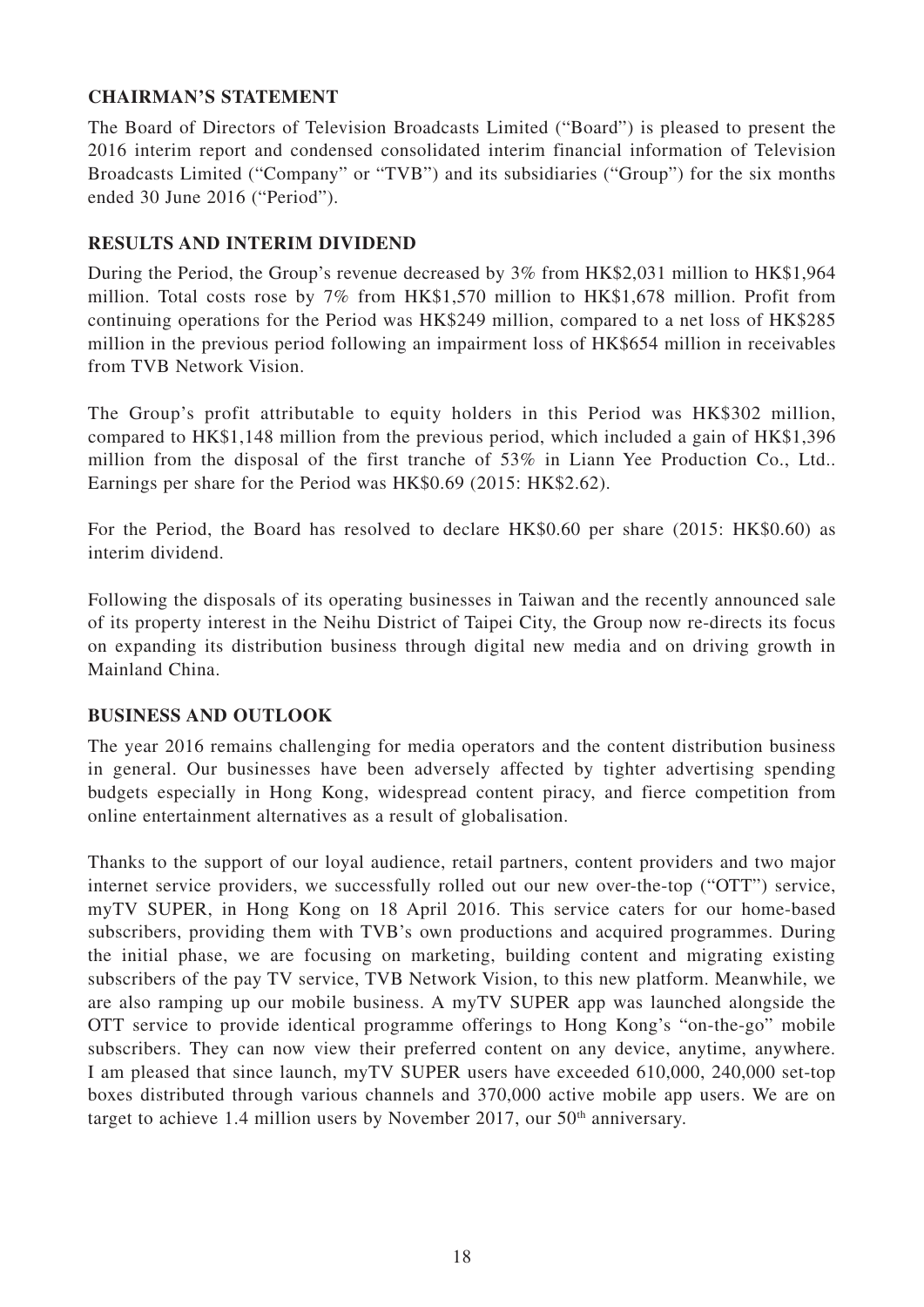## CHAIRMAN'S STATEMENT

The Board of Directors of Television Broadcasts Limited ("Board") is pleased to present the 2016 interim report and condensed consolidated interim financial information of Television Broadcasts Limited ("Company" or "TVB") and its subsidiaries ("Group") for the six months ended 30 June 2016 ("Period").

## RESULTS AND INTERIM DIVIDEND

During the Period, the Group's revenue decreased by 3% from HK$2,031 million to HK$1,964 million. Total costs rose by 7% from HK$1,570 million to HK$1,678 million. Profit from continuing operations for the Period was HK$249 million, compared to a net loss of HK$285 million in the previous period following an impairment loss of HK$654 million in receivables from TVB Network Vision.

The Group's profit attributable to equity holders in this Period was HK$302 million, compared to HK$1,148 million from the previous period, which included a gain of HK$1,396 million from the disposal of the first tranche of 53% in Liann Yee Production Co., Ltd.. Earnings per share for the Period was HK$0.69 (2015: HK$2.62).

For the Period, the Board has resolved to declare HK$0.60 per share (2015: HK$0.60) as interim dividend.

Following the disposals of its operating businesses in Taiwan and the recently announced sale of its property interest in the Neihu District of Taipei City, the Group now re-directs its focus on expanding its distribution business through digital new media and on driving growth in Mainland China.

## BUSINESS AND OUTLOOK

The year 2016 remains challenging for media operators and the content distribution business in general. Our businesses have been adversely affected by tighter advertising spending budgets especially in Hong Kong, widespread content piracy, and fierce competition from online entertainment alternatives as a result of globalisation.

Thanks to the support of our loyal audience, retail partners, content providers and two major internet service providers, we successfully rolled out our new over-the-top ("OTT") service, myTV SUPER, in Hong Kong on 18 April 2016. This service caters for our home-based subscribers, providing them with TVB's own productions and acquired programmes. During the initial phase, we are focusing on marketing, building content and migrating existing subscribers of the pay TV service, TVB Network Vision, to this new platform. Meanwhile, we are also ramping up our mobile business. A myTV SUPER app was launched alongside the OTT service to provide identical programme offerings to Hong Kong's "on-the-go" mobile subscribers. They can now view their preferred content on any device, anytime, anywhere. I am pleased that since launch, myTV SUPER users have exceeded 610,000, 240,000 set-top boxes distributed through various channels and 370,000 active mobile app users. We are on target to achieve 1.4 million users by November 2017, our 50th anniversary.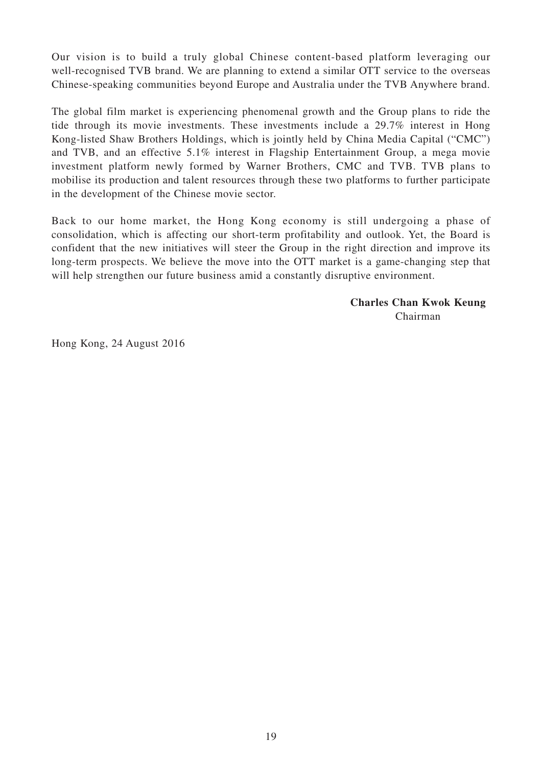Our vision is to build a truly global Chinese content-based platform leveraging our well-recognised TVB brand. We are planning to extend a similar OTT service to the overseas Chinese-speaking communities beyond Europe and Australia under the TVB Anywhere brand.

The global film market is experiencing phenomenal growth and the Group plans to ride the tide through its movie investments. These investments include a 29.7% interest in Hong Kong-listed Shaw Brothers Holdings, which is jointly held by China Media Capital ("CMC") and TVB, and an effective 5.1% interest in Flagship Entertainment Group, a mega movie investment platform newly formed by Warner Brothers, CMC and TVB. TVB plans to mobilise its production and talent resources through these two platforms to further participate in the development of the Chinese movie sector.

Back to our home market, the Hong Kong economy is still undergoing a phase of consolidation, which is affecting our short-term profitability and outlook. Yet, the Board is confident that the new initiatives will steer the Group in the right direction and improve its long-term prospects. We believe the move into the OTT market is a game-changing step that will help strengthen our future business amid a constantly disruptive environment.

**Charles Chan Kwok Keung**
Chairman

Hong Kong, 24 August 2016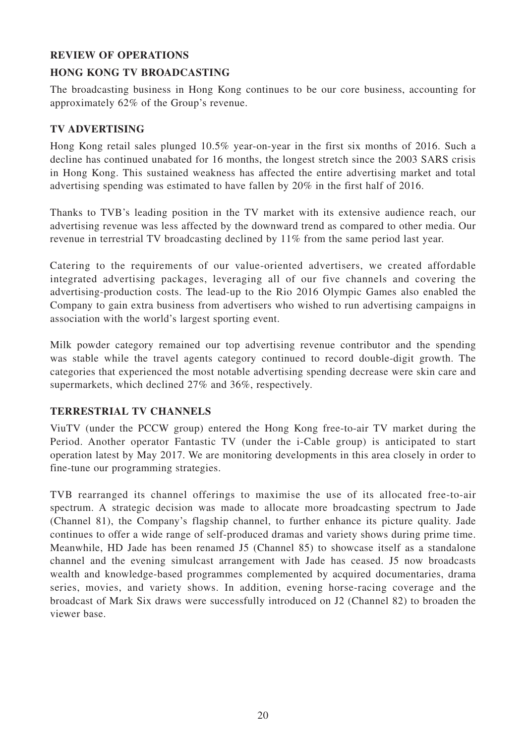## REVIEW OF OPERATIONS

## HONG KONG TV BROADCASTING

The broadcasting business in Hong Kong continues to be our core business, accounting for approximately 62% of the Group's revenue.

### TV ADVERTISING

Hong Kong retail sales plunged 10.5% year-on-year in the first six months of 2016. Such a decline has continued unabated for 16 months, the longest stretch since the 2003 SARS crisis in Hong Kong. This sustained weakness has affected the entire advertising market and total advertising spending was estimated to have fallen by 20% in the first half of 2016.

Thanks to TVB's leading position in the TV market with its extensive audience reach, our advertising revenue was less affected by the downward trend as compared to other media. Our revenue in terrestrial TV broadcasting declined by 11% from the same period last year.

Catering to the requirements of our value-oriented advertisers, we created affordable integrated advertising packages, leveraging all of our five channels and covering the advertising-production costs. The lead-up to the Rio 2016 Olympic Games also enabled the Company to gain extra business from advertisers who wished to run advertising campaigns in association with the world's largest sporting event.

Milk powder category remained our top advertising revenue contributor and the spending was stable while the travel agents category continued to record double-digit growth. The categories that experienced the most notable advertising spending decrease were skin care and supermarkets, which declined 27% and 36%, respectively.

### TERRESTRIAL TV CHANNELS

ViuTV (under the PCCW group) entered the Hong Kong free-to-air TV market during the Period. Another operator Fantastic TV (under the i-Cable group) is anticipated to start operation latest by May 2017. We are monitoring developments in this area closely in order to fine-tune our programming strategies.

TVB rearranged its channel offerings to maximise the use of its allocated free-to-air spectrum. A strategic decision was made to allocate more broadcasting spectrum to Jade (Channel 81), the Company's flagship channel, to further enhance its picture quality. Jade continues to offer a wide range of self-produced dramas and variety shows during prime time. Meanwhile, HD Jade has been renamed J5 (Channel 85) to showcase itself as a standalone channel and the evening simulcast arrangement with Jade has ceased. J5 now broadcasts wealth and knowledge-based programmes complemented by acquired documentaries, drama series, movies, and variety shows. In addition, evening horse-racing coverage and the broadcast of Mark Six draws were successfully introduced on J2 (Channel 82) to broaden the viewer base.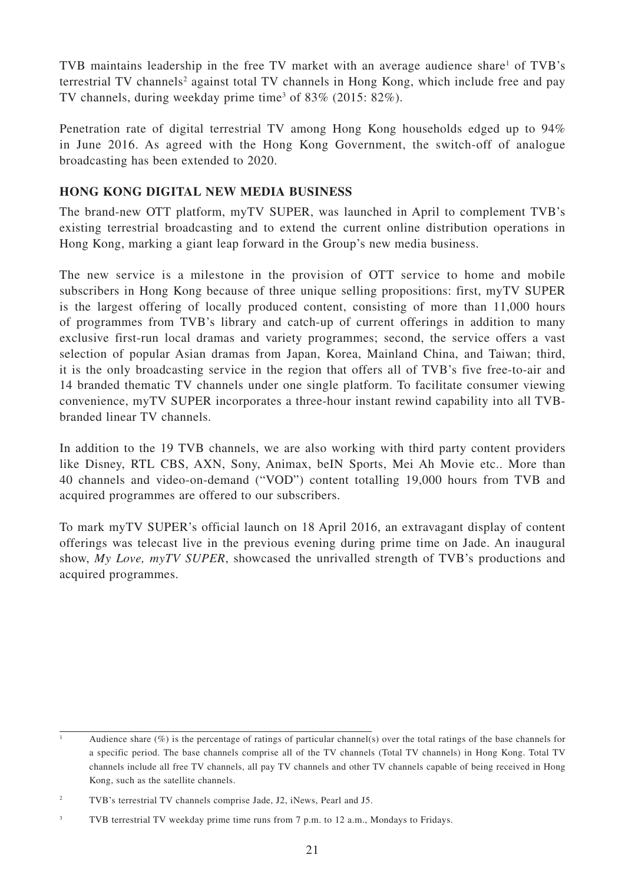TVB maintains leadership in the free TV market with an average audience share[1] of TVB's terrestrial TV channels[2] against total TV channels in Hong Kong, which include free and pay TV channels, during weekday prime time[3] of 83% (2015: 82%).

Penetration rate of digital terrestrial TV among Hong Kong households edged up to 94% in June 2016. As agreed with the Hong Kong Government, the switch-off of analogue broadcasting has been extended to 2020.

## HONG KONG DIGITAL NEW MEDIA BUSINESS

The brand-new OTT platform, myTV SUPER, was launched in April to complement TVB's existing terrestrial broadcasting and to extend the current online distribution operations in Hong Kong, marking a giant leap forward in the Group's new media business.

The new service is a milestone in the provision of OTT service to home and mobile subscribers in Hong Kong because of three unique selling propositions: first, myTV SUPER is the largest offering of locally produced content, consisting of more than 11,000 hours of programmes from TVB's library and catch-up of current offerings in addition to many exclusive first-run local dramas and variety programmes; second, the service offers a vast selection of popular Asian dramas from Japan, Korea, Mainland China, and Taiwan; third, it is the only broadcasting service in the region that offers all of TVB's five free-to-air and 14 branded thematic TV channels under one single platform. To facilitate consumer viewing convenience, myTV SUPER incorporates a three-hour instant rewind capability into all TVB-branded linear TV channels.

In addition to the 19 TVB channels, we are also working with third party content providers like Disney, RTL CBS, AXN, Sony, Animax, beIN Sports, Mei Ah Movie etc.. More than 40 channels and video-on-demand ("VOD") content totalling 19,000 hours from TVB and acquired programmes are offered to our subscribers.

To mark myTV SUPER's official launch on 18 April 2016, an extravagant display of content offerings was telecast live in the previous evening during prime time on Jade. An inaugural show, *My Love, myTV SUPER*, showcased the unrivalled strength of TVB's productions and acquired programmes.

---

[1] Audience share (%) is the percentage of ratings of particular channel(s) over the total ratings of the base channels for a specific period. The base channels comprise all of the TV channels (Total TV channels) in Hong Kong. Total TV channels include all free TV channels, all pay TV channels and other TV channels capable of being received in Hong Kong, such as the satellite channels.

[2] TVB's terrestrial TV channels comprise Jade, J2, iNews, Pearl and J5.

[3] TVB terrestrial TV weekday prime time runs from 7 p.m. to 12 a.m., Mondays to Fridays.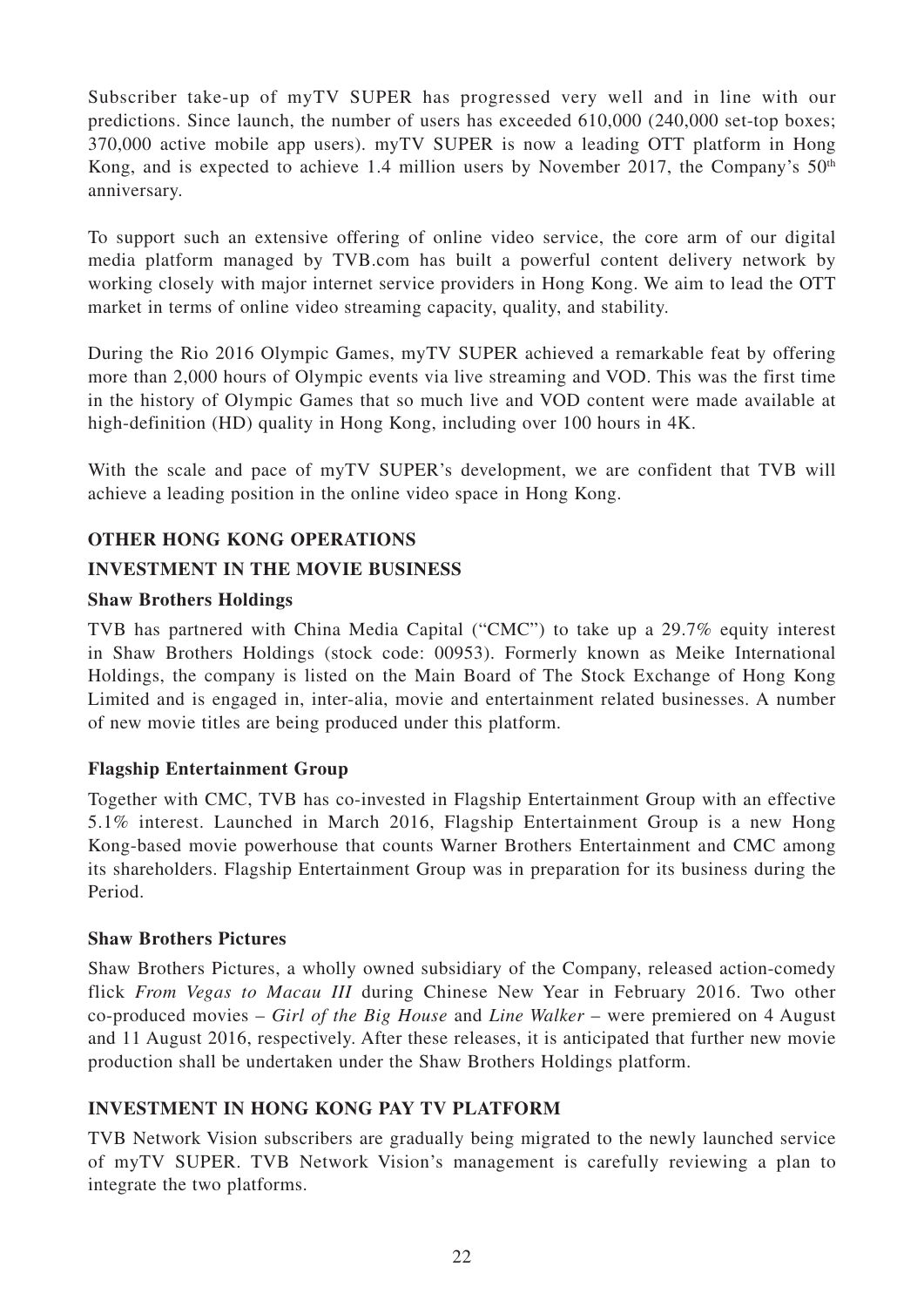Subscriber take-up of myTV SUPER has progressed very well and in line with our predictions. Since launch, the number of users has exceeded 610,000 (240,000 set-top boxes; 370,000 active mobile app users). myTV SUPER is now a leading OTT platform in Hong Kong, and is expected to achieve 1.4 million users by November 2017, the Company's 50th anniversary.

To support such an extensive offering of online video service, the core arm of our digital media platform managed by TVB.com has built a powerful content delivery network by working closely with major internet service providers in Hong Kong. We aim to lead the OTT market in terms of online video streaming capacity, quality, and stability.

During the Rio 2016 Olympic Games, myTV SUPER achieved a remarkable feat by offering more than 2,000 hours of Olympic events via live streaming and VOD. This was the first time in the history of Olympic Games that so much live and VOD content were made available at high-definition (HD) quality in Hong Kong, including over 100 hours in 4K.

With the scale and pace of myTV SUPER's development, we are confident that TVB will achieve a leading position in the online video space in Hong Kong.

## OTHER HONG KONG OPERATIONS

## INVESTMENT IN THE MOVIE BUSINESS

### Shaw Brothers Holdings

TVB has partnered with China Media Capital ("CMC") to take up a 29.7% equity interest in Shaw Brothers Holdings (stock code: 00953). Formerly known as Meike International Holdings, the company is listed on the Main Board of The Stock Exchange of Hong Kong Limited and is engaged in, inter-alia, movie and entertainment related businesses. A number of new movie titles are being produced under this platform.

### Flagship Entertainment Group

Together with CMC, TVB has co-invested in Flagship Entertainment Group with an effective 5.1% interest. Launched in March 2016, Flagship Entertainment Group is a new Hong Kong-based movie powerhouse that counts Warner Brothers Entertainment and CMC among its shareholders. Flagship Entertainment Group was in preparation for its business during the Period.

### Shaw Brothers Pictures

Shaw Brothers Pictures, a wholly owned subsidiary of the Company, released action-comedy flick *From Vegas to Macau III* during Chinese New Year in February 2016. Two other co-produced movies – *Girl of the Big House* and *Line Walker* – were premiered on 4 August and 11 August 2016, respectively. After these releases, it is anticipated that further new movie production shall be undertaken under the Shaw Brothers Holdings platform.

## INVESTMENT IN HONG KONG PAY TV PLATFORM

TVB Network Vision subscribers are gradually being migrated to the newly launched service of myTV SUPER. TVB Network Vision's management is carefully reviewing a plan to integrate the two platforms.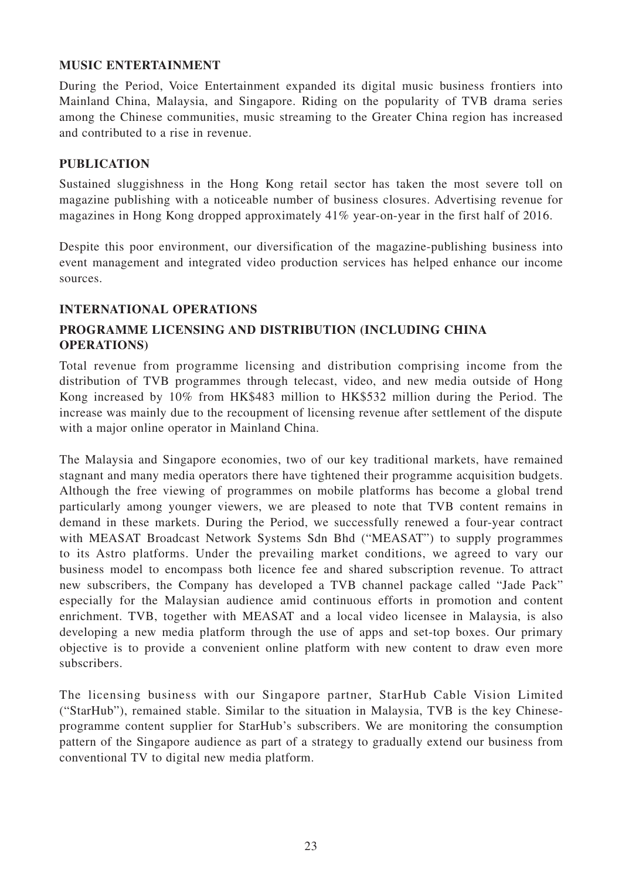## MUSIC ENTERTAINMENT

During the Period, Voice Entertainment expanded its digital music business frontiers into Mainland China, Malaysia, and Singapore. Riding on the popularity of TVB drama series among the Chinese communities, music streaming to the Greater China region has increased and contributed to a rise in revenue.

## PUBLICATION

Sustained sluggishness in the Hong Kong retail sector has taken the most severe toll on magazine publishing with a noticeable number of business closures. Advertising revenue for magazines in Hong Kong dropped approximately 41% year-on-year in the first half of 2016.

Despite this poor environment, our diversification of the magazine-publishing business into event management and integrated video production services has helped enhance our income sources.

## INTERNATIONAL OPERATIONS

### PROGRAMME LICENSING AND DISTRIBUTION (INCLUDING CHINA OPERATIONS)

Total revenue from programme licensing and distribution comprising income from the distribution of TVB programmes through telecast, video, and new media outside of Hong Kong increased by 10% from HK$483 million to HK$532 million during the Period. The increase was mainly due to the recoupment of licensing revenue after settlement of the dispute with a major online operator in Mainland China.

The Malaysia and Singapore economies, two of our key traditional markets, have remained stagnant and many media operators there have tightened their programme acquisition budgets. Although the free viewing of programmes on mobile platforms has become a global trend particularly among younger viewers, we are pleased to note that TVB content remains in demand in these markets. During the Period, we successfully renewed a four-year contract with MEASAT Broadcast Network Systems Sdn Bhd ("MEASAT") to supply programmes to its Astro platforms. Under the prevailing market conditions, we agreed to vary our business model to encompass both licence fee and shared subscription revenue. To attract new subscribers, the Company has developed a TVB channel package called "Jade Pack" especially for the Malaysian audience amid continuous efforts in promotion and content enrichment. TVB, together with MEASAT and a local video licensee in Malaysia, is also developing a new media platform through the use of apps and set-top boxes. Our primary objective is to provide a convenient online platform with new content to draw even more subscribers.

The licensing business with our Singapore partner, StarHub Cable Vision Limited ("StarHub"), remained stable. Similar to the situation in Malaysia, TVB is the key Chinese-programme content supplier for StarHub's subscribers. We are monitoring the consumption pattern of the Singapore audience as part of a strategy to gradually extend our business from conventional TV to digital new media platform.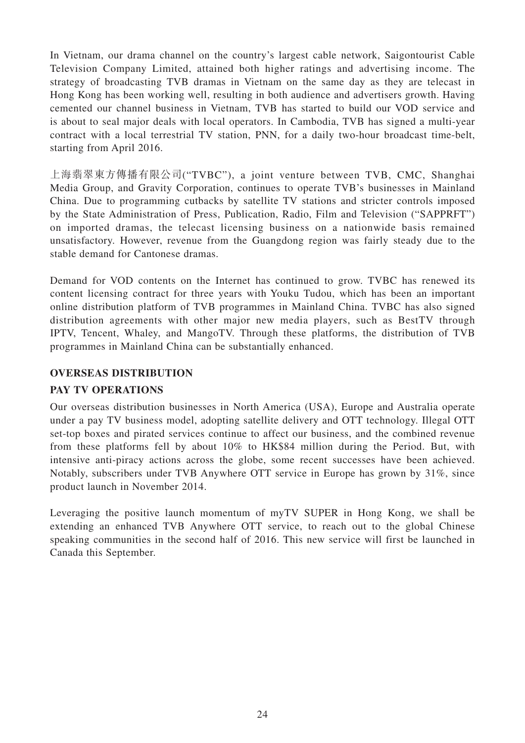In Vietnam, our drama channel on the country's largest cable network, Saigontourist Cable Television Company Limited, attained both higher ratings and advertising income. The strategy of broadcasting TVB dramas in Vietnam on the same day as they are telecast in Hong Kong has been working well, resulting in both audience and advertisers growth. Having cemented our channel business in Vietnam, TVB has started to build our VOD service and is about to seal major deals with local operators. In Cambodia, TVB has signed a multi-year contract with a local terrestrial TV station, PNN, for a daily two-hour broadcast time-belt, starting from April 2016.

上海翡翠東方傳播有限公司("TVBC"), a joint venture between TVB, CMC, Shanghai Media Group, and Gravity Corporation, continues to operate TVB's businesses in Mainland China. Due to programming cutbacks by satellite TV stations and stricter controls imposed by the State Administration of Press, Publication, Radio, Film and Television ("SAPPRFT") on imported dramas, the telecast licensing business on a nationwide basis remained unsatisfactory. However, revenue from the Guangdong region was fairly steady due to the stable demand for Cantonese dramas.

Demand for VOD contents on the Internet has continued to grow. TVBC has renewed its content licensing contract for three years with Youku Tudou, which has been an important online distribution platform of TVB programmes in Mainland China. TVBC has also signed distribution agreements with other major new media players, such as BestTV through IPTV, Tencent, Whaley, and MangoTV. Through these platforms, the distribution of TVB programmes in Mainland China can be substantially enhanced.

**OVERSEAS DISTRIBUTION**

**PAY TV OPERATIONS**

Our overseas distribution businesses in North America (USA), Europe and Australia operate under a pay TV business model, adopting satellite delivery and OTT technology. Illegal OTT set-top boxes and pirated services continue to affect our business, and the combined revenue from these platforms fell by about 10% to HK$84 million during the Period. But, with intensive anti-piracy actions across the globe, some recent successes have been achieved. Notably, subscribers under TVB Anywhere OTT service in Europe has grown by 31%, since product launch in November 2014.

Leveraging the positive launch momentum of myTV SUPER in Hong Kong, we shall be extending an enhanced TVB Anywhere OTT service, to reach out to the global Chinese speaking communities in the second half of 2016. This new service will first be launched in Canada this September.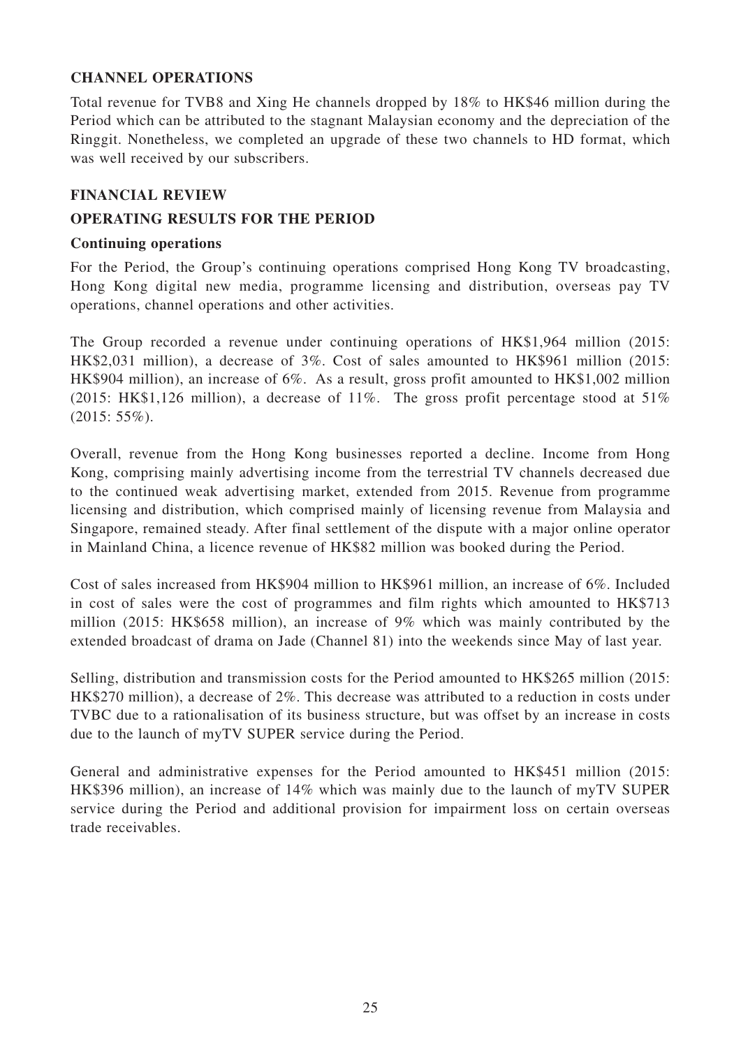## CHANNEL OPERATIONS

Total revenue for TVB8 and Xing He channels dropped by 18% to HK$46 million during the Period which can be attributed to the stagnant Malaysian economy and the depreciation of the Ringgit. Nonetheless, we completed an upgrade of these two channels to HD format, which was well received by our subscribers.

## FINANCIAL REVIEW

## OPERATING RESULTS FOR THE PERIOD

### Continuing operations

For the Period, the Group's continuing operations comprised Hong Kong TV broadcasting, Hong Kong digital new media, programme licensing and distribution, overseas pay TV operations, channel operations and other activities.

The Group recorded a revenue under continuing operations of HK$1,964 million (2015: HK$2,031 million), a decrease of 3%. Cost of sales amounted to HK$961 million (2015: HK$904 million), an increase of 6%. As a result, gross profit amounted to HK$1,002 million (2015: HK$1,126 million), a decrease of 11%. The gross profit percentage stood at 51% (2015: 55%).

Overall, revenue from the Hong Kong businesses reported a decline. Income from Hong Kong, comprising mainly advertising income from the terrestrial TV channels decreased due to the continued weak advertising market, extended from 2015. Revenue from programme licensing and distribution, which comprised mainly of licensing revenue from Malaysia and Singapore, remained steady. After final settlement of the dispute with a major online operator in Mainland China, a licence revenue of HK$82 million was booked during the Period.

Cost of sales increased from HK$904 million to HK$961 million, an increase of 6%. Included in cost of sales were the cost of programmes and film rights which amounted to HK$713 million (2015: HK$658 million), an increase of 9% which was mainly contributed by the extended broadcast of drama on Jade (Channel 81) into the weekends since May of last year.

Selling, distribution and transmission costs for the Period amounted to HK$265 million (2015: HK$270 million), a decrease of 2%. This decrease was attributed to a reduction in costs under TVBC due to a rationalisation of its business structure, but was offset by an increase in costs due to the launch of myTV SUPER service during the Period.

General and administrative expenses for the Period amounted to HK$451 million (2015: HK$396 million), an increase of 14% which was mainly due to the launch of myTV SUPER service during the Period and additional provision for impairment loss on certain overseas trade receivables.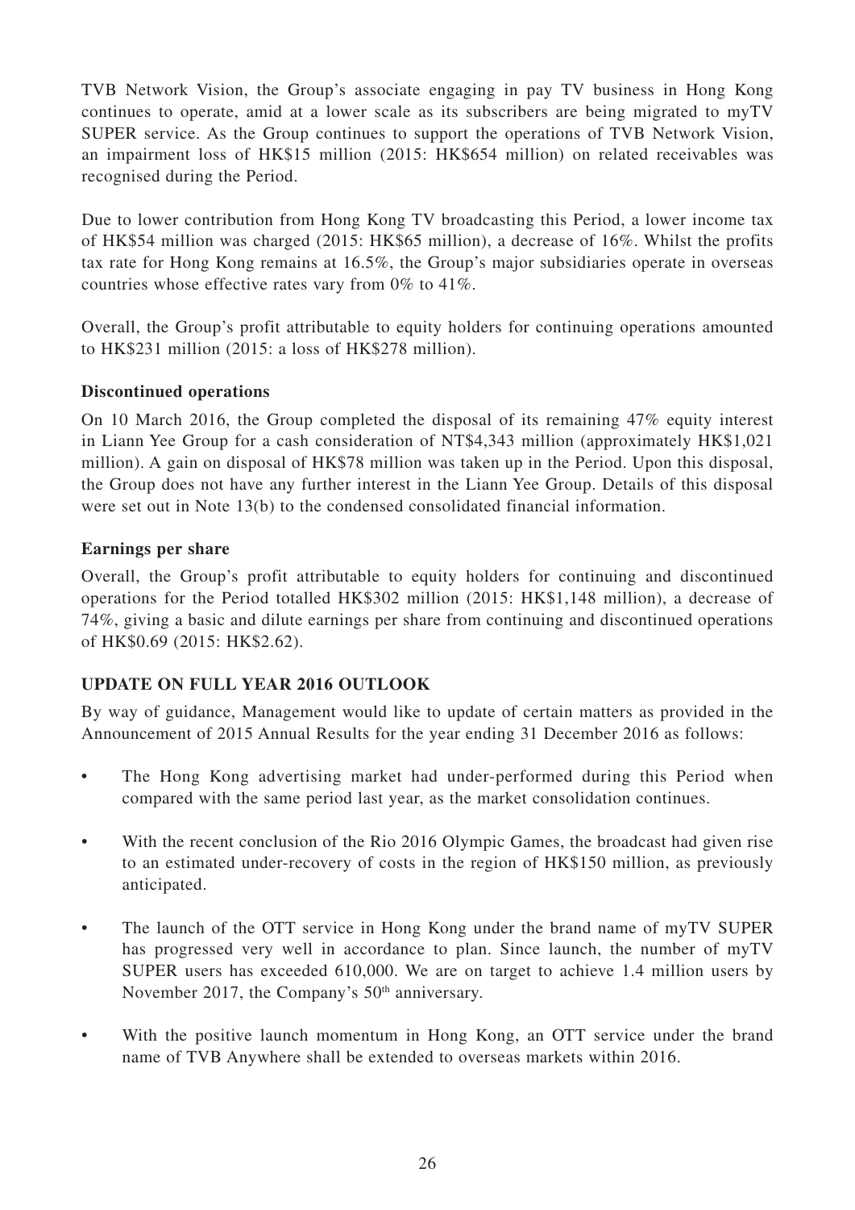TVB Network Vision, the Group's associate engaging in pay TV business in Hong Kong continues to operate, amid at a lower scale as its subscribers are being migrated to myTV SUPER service. As the Group continues to support the operations of TVB Network Vision, an impairment loss of HK$15 million (2015: HK$654 million) on related receivables was recognised during the Period.

Due to lower contribution from Hong Kong TV broadcasting this Period, a lower income tax of HK$54 million was charged (2015: HK$65 million), a decrease of 16%. Whilst the profits tax rate for Hong Kong remains at 16.5%, the Group's major subsidiaries operate in overseas countries whose effective rates vary from 0% to 41%.

Overall, the Group's profit attributable to equity holders for continuing operations amounted to HK$231 million (2015: a loss of HK$278 million).

**Discontinued operations**

On 10 March 2016, the Group completed the disposal of its remaining 47% equity interest in Liann Yee Group for a cash consideration of NT$4,343 million (approximately HK$1,021 million). A gain on disposal of HK$78 million was taken up in the Period. Upon this disposal, the Group does not have any further interest in the Liann Yee Group. Details of this disposal were set out in Note 13(b) to the condensed consolidated financial information.

**Earnings per share**

Overall, the Group's profit attributable to equity holders for continuing and discontinued operations for the Period totalled HK$302 million (2015: HK$1,148 million), a decrease of 74%, giving a basic and dilute earnings per share from continuing and discontinued operations of HK$0.69 (2015: HK$2.62).

**UPDATE ON FULL YEAR 2016 OUTLOOK**

By way of guidance, Management would like to update of certain matters as provided in the Announcement of 2015 Annual Results for the year ending 31 December 2016 as follows:

- The Hong Kong advertising market had under-performed during this Period when compared with the same period last year, as the market consolidation continues.
- With the recent conclusion of the Rio 2016 Olympic Games, the broadcast had given rise to an estimated under-recovery of costs in the region of HK$150 million, as previously anticipated.
- The launch of the OTT service in Hong Kong under the brand name of myTV SUPER has progressed very well in accordance to plan. Since launch, the number of myTV SUPER users has exceeded 610,000. We are on target to achieve 1.4 million users by November 2017, the Company's 50th anniversary.
- With the positive launch momentum in Hong Kong, an OTT service under the brand name of TVB Anywhere shall be extended to overseas markets within 2016.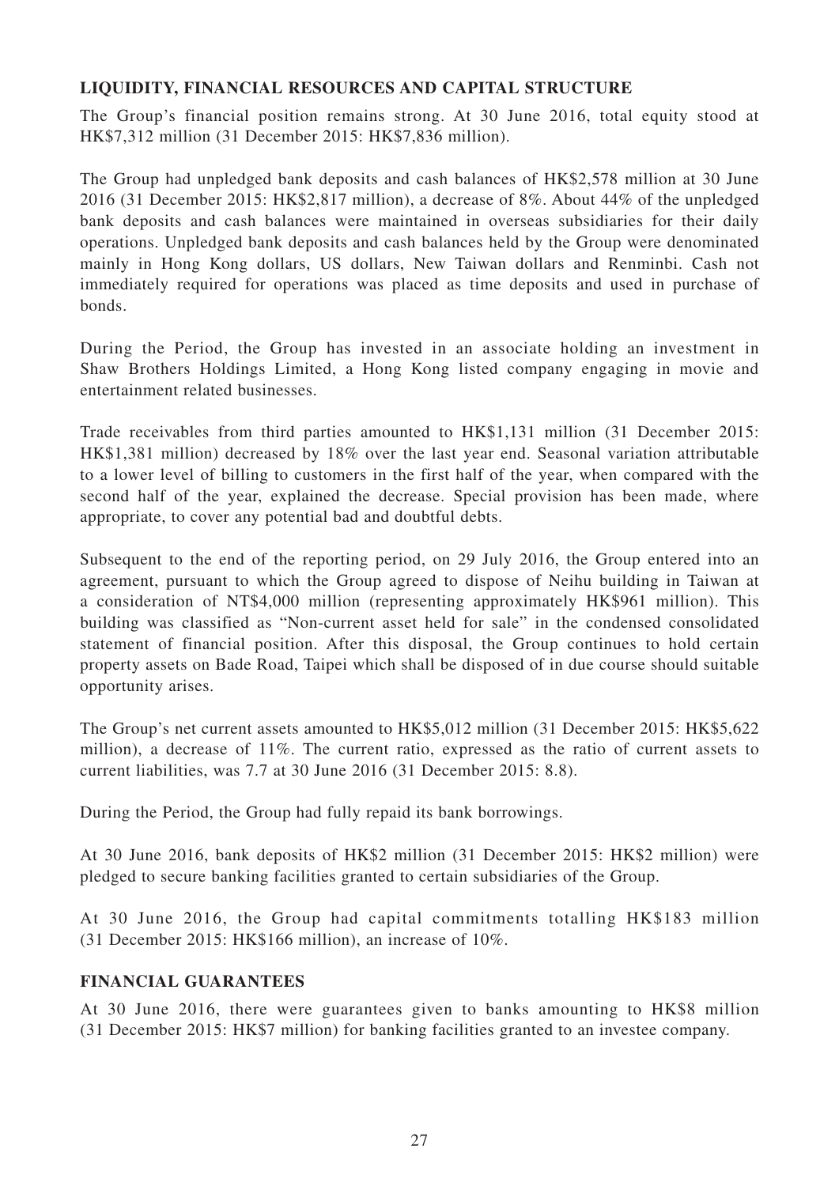## LIQUIDITY, FINANCIAL RESOURCES AND CAPITAL STRUCTURE

The Group's financial position remains strong. At 30 June 2016, total equity stood at HK$7,312 million (31 December 2015: HK$7,836 million).

The Group had unpledged bank deposits and cash balances of HK$2,578 million at 30 June 2016 (31 December 2015: HK$2,817 million), a decrease of 8%. About 44% of the unpledged bank deposits and cash balances were maintained in overseas subsidiaries for their daily operations. Unpledged bank deposits and cash balances held by the Group were denominated mainly in Hong Kong dollars, US dollars, New Taiwan dollars and Renminbi. Cash not immediately required for operations was placed as time deposits and used in purchase of bonds.

During the Period, the Group has invested in an associate holding an investment in Shaw Brothers Holdings Limited, a Hong Kong listed company engaging in movie and entertainment related businesses.

Trade receivables from third parties amounted to HK$1,131 million (31 December 2015: HK$1,381 million) decreased by 18% over the last year end. Seasonal variation attributable to a lower level of billing to customers in the first half of the year, when compared with the second half of the year, explained the decrease. Special provision has been made, where appropriate, to cover any potential bad and doubtful debts.

Subsequent to the end of the reporting period, on 29 July 2016, the Group entered into an agreement, pursuant to which the Group agreed to dispose of Neihu building in Taiwan at a consideration of NT$4,000 million (representing approximately HK$961 million). This building was classified as "Non-current asset held for sale" in the condensed consolidated statement of financial position. After this disposal, the Group continues to hold certain property assets on Bade Road, Taipei which shall be disposed of in due course should suitable opportunity arises.

The Group's net current assets amounted to HK$5,012 million (31 December 2015: HK$5,622 million), a decrease of 11%. The current ratio, expressed as the ratio of current assets to current liabilities, was 7.7 at 30 June 2016 (31 December 2015: 8.8).

During the Period, the Group had fully repaid its bank borrowings.

At 30 June 2016, bank deposits of HK$2 million (31 December 2015: HK$2 million) were pledged to secure banking facilities granted to certain subsidiaries of the Group.

At 30 June 2016, the Group had capital commitments totalling HK$183 million (31 December 2015: HK$166 million), an increase of 10%.

## FINANCIAL GUARANTEES

At 30 June 2016, there were guarantees given to banks amounting to HK$8 million (31 December 2015: HK$7 million) for banking facilities granted to an investee company.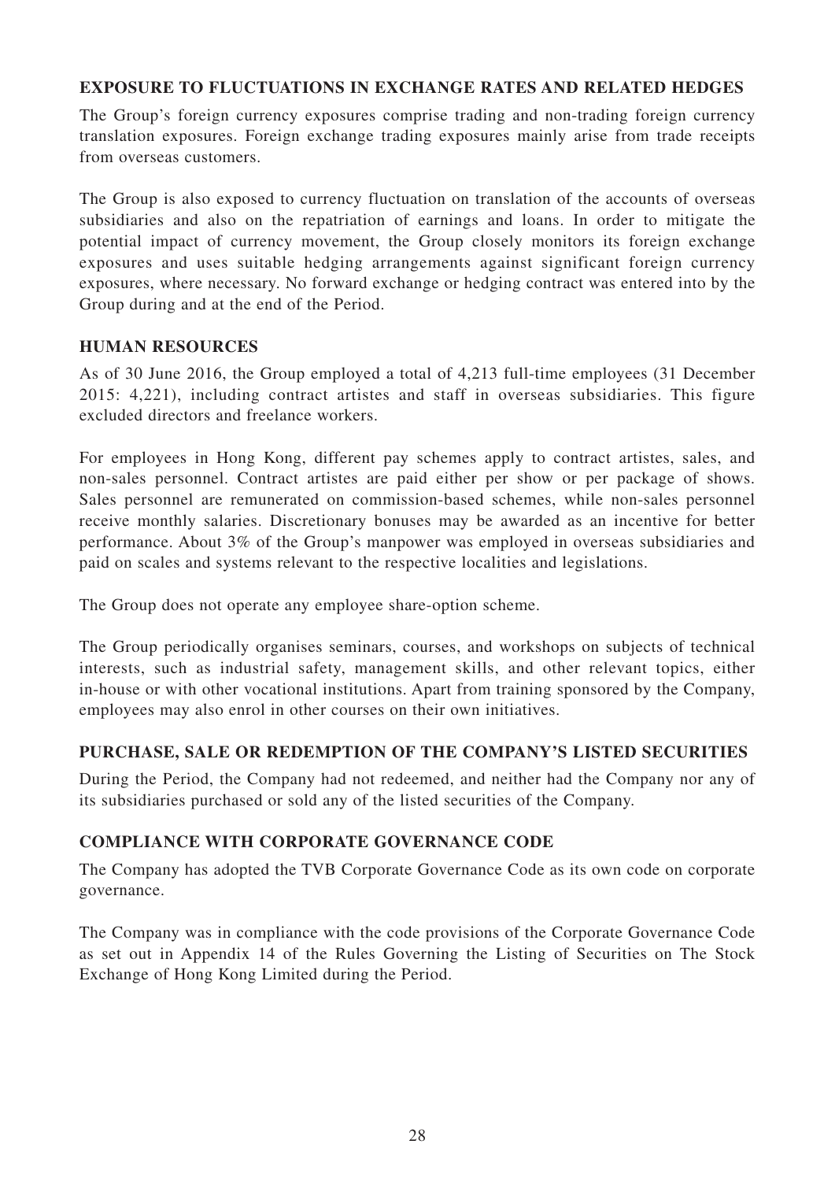## EXPOSURE TO FLUCTUATIONS IN EXCHANGE RATES AND RELATED HEDGES

The Group's foreign currency exposures comprise trading and non-trading foreign currency translation exposures. Foreign exchange trading exposures mainly arise from trade receipts from overseas customers.

The Group is also exposed to currency fluctuation on translation of the accounts of overseas subsidiaries and also on the repatriation of earnings and loans. In order to mitigate the potential impact of currency movement, the Group closely monitors its foreign exchange exposures and uses suitable hedging arrangements against significant foreign currency exposures, where necessary. No forward exchange or hedging contract was entered into by the Group during and at the end of the Period.

## HUMAN RESOURCES

As of 30 June 2016, the Group employed a total of 4,213 full-time employees (31 December 2015: 4,221), including contract artistes and staff in overseas subsidiaries. This figure excluded directors and freelance workers.

For employees in Hong Kong, different pay schemes apply to contract artistes, sales, and non-sales personnel. Contract artistes are paid either per show or per package of shows. Sales personnel are remunerated on commission-based schemes, while non-sales personnel receive monthly salaries. Discretionary bonuses may be awarded as an incentive for better performance. About 3% of the Group's manpower was employed in overseas subsidiaries and paid on scales and systems relevant to the respective localities and legislations.

The Group does not operate any employee share-option scheme.

The Group periodically organises seminars, courses, and workshops on subjects of technical interests, such as industrial safety, management skills, and other relevant topics, either in-house or with other vocational institutions. Apart from training sponsored by the Company, employees may also enrol in other courses on their own initiatives.

## PURCHASE, SALE OR REDEMPTION OF THE COMPANY'S LISTED SECURITIES

During the Period, the Company had not redeemed, and neither had the Company nor any of its subsidiaries purchased or sold any of the listed securities of the Company.

## COMPLIANCE WITH CORPORATE GOVERNANCE CODE

The Company has adopted the TVB Corporate Governance Code as its own code on corporate governance.

The Company was in compliance with the code provisions of the Corporate Governance Code as set out in Appendix 14 of the Rules Governing the Listing of Securities on The Stock Exchange of Hong Kong Limited during the Period.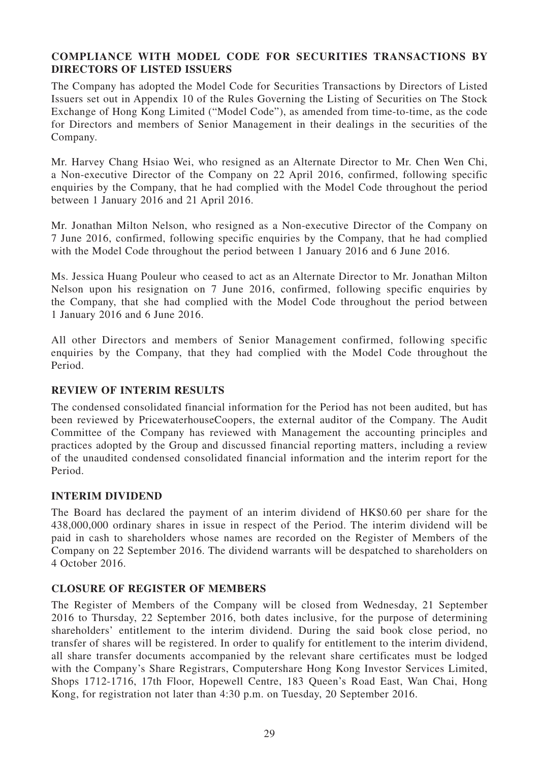## COMPLIANCE WITH MODEL CODE FOR SECURITIES TRANSACTIONS BY DIRECTORS OF LISTED ISSUERS

The Company has adopted the Model Code for Securities Transactions by Directors of Listed Issuers set out in Appendix 10 of the Rules Governing the Listing of Securities on The Stock Exchange of Hong Kong Limited ("Model Code"), as amended from time-to-time, as the code for Directors and members of Senior Management in their dealings in the securities of the Company.

Mr. Harvey Chang Hsiao Wei, who resigned as an Alternate Director to Mr. Chen Wen Chi, a Non-executive Director of the Company on 22 April 2016, confirmed, following specific enquiries by the Company, that he had complied with the Model Code throughout the period between 1 January 2016 and 21 April 2016.

Mr. Jonathan Milton Nelson, who resigned as a Non-executive Director of the Company on 7 June 2016, confirmed, following specific enquiries by the Company, that he had complied with the Model Code throughout the period between 1 January 2016 and 6 June 2016.

Ms. Jessica Huang Pouleur who ceased to act as an Alternate Director to Mr. Jonathan Milton Nelson upon his resignation on 7 June 2016, confirmed, following specific enquiries by the Company, that she had complied with the Model Code throughout the period between 1 January 2016 and 6 June 2016.

All other Directors and members of Senior Management confirmed, following specific enquiries by the Company, that they had complied with the Model Code throughout the Period.

## REVIEW OF INTERIM RESULTS

The condensed consolidated financial information for the Period has not been audited, but has been reviewed by PricewaterhouseCoopers, the external auditor of the Company. The Audit Committee of the Company has reviewed with Management the accounting principles and practices adopted by the Group and discussed financial reporting matters, including a review of the unaudited condensed consolidated financial information and the interim report for the Period.

## INTERIM DIVIDEND

The Board has declared the payment of an interim dividend of HK$0.60 per share for the 438,000,000 ordinary shares in issue in respect of the Period. The interim dividend will be paid in cash to shareholders whose names are recorded on the Register of Members of the Company on 22 September 2016. The dividend warrants will be despatched to shareholders on 4 October 2016.

## CLOSURE OF REGISTER OF MEMBERS

The Register of Members of the Company will be closed from Wednesday, 21 September 2016 to Thursday, 22 September 2016, both dates inclusive, for the purpose of determining shareholders' entitlement to the interim dividend. During the said book close period, no transfer of shares will be registered. In order to qualify for entitlement to the interim dividend, all share transfer documents accompanied by the relevant share certificates must be lodged with the Company's Share Registrars, Computershare Hong Kong Investor Services Limited, Shops 1712-1716, 17th Floor, Hopewell Centre, 183 Queen's Road East, Wan Chai, Hong Kong, for registration not later than 4:30 p.m. on Tuesday, 20 September 2016.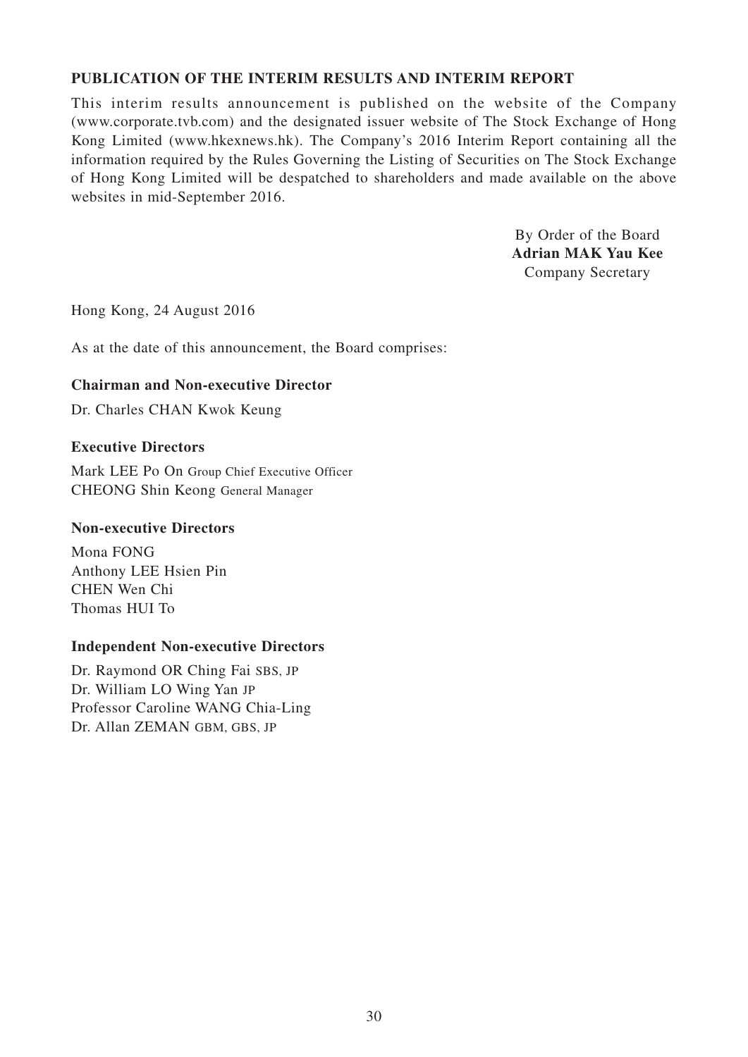## PUBLICATION OF THE INTERIM RESULTS AND INTERIM REPORT

This interim results announcement is published on the website of the Company (www.corporate.tvb.com) and the designated issuer website of The Stock Exchange of Hong Kong Limited (www.hkexnews.hk). The Company's 2016 Interim Report containing all the information required by the Rules Governing the Listing of Securities on The Stock Exchange of Hong Kong Limited will be despatched to shareholders and made available on the above websites in mid-September 2016.

By Order of the Board
**Adrian MAK Yau Kee**
Company Secretary

Hong Kong, 24 August 2016

As at the date of this announcement, the Board comprises:

**Chairman and Non-executive Director**

Dr. Charles CHAN Kwok Keung

**Executive Directors**

Mark LEE Po On Group Chief Executive Officer
CHEONG Shin Keong General Manager

**Non-executive Directors**

Mona FONG
Anthony LEE Hsien Pin
CHEN Wen Chi
Thomas HUI To

**Independent Non-executive Directors**

Dr. Raymond OR Ching Fai SBS, JP
Dr. William LO Wing Yan JP
Professor Caroline WANG Chia-Ling
Dr. Allan ZEMAN GBM, GBS, JP